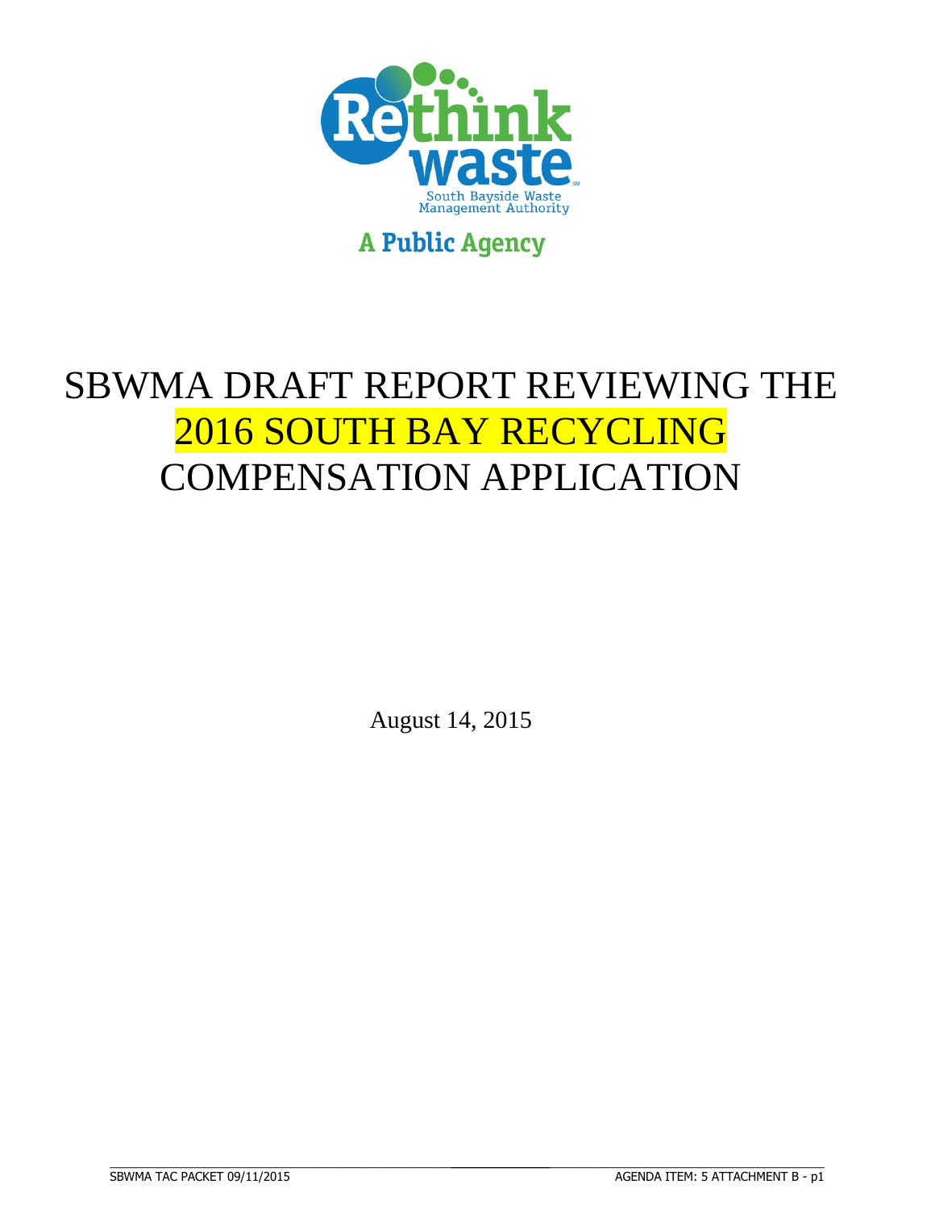Rethink waste

South Bayside Waste Management Authority

A Public Agency

# SBWMA DRAFT REPORT REVIEWING THE 2016 SOUTH BAY RECYCLING COMPENSATION APPLICATION

August 14, 2015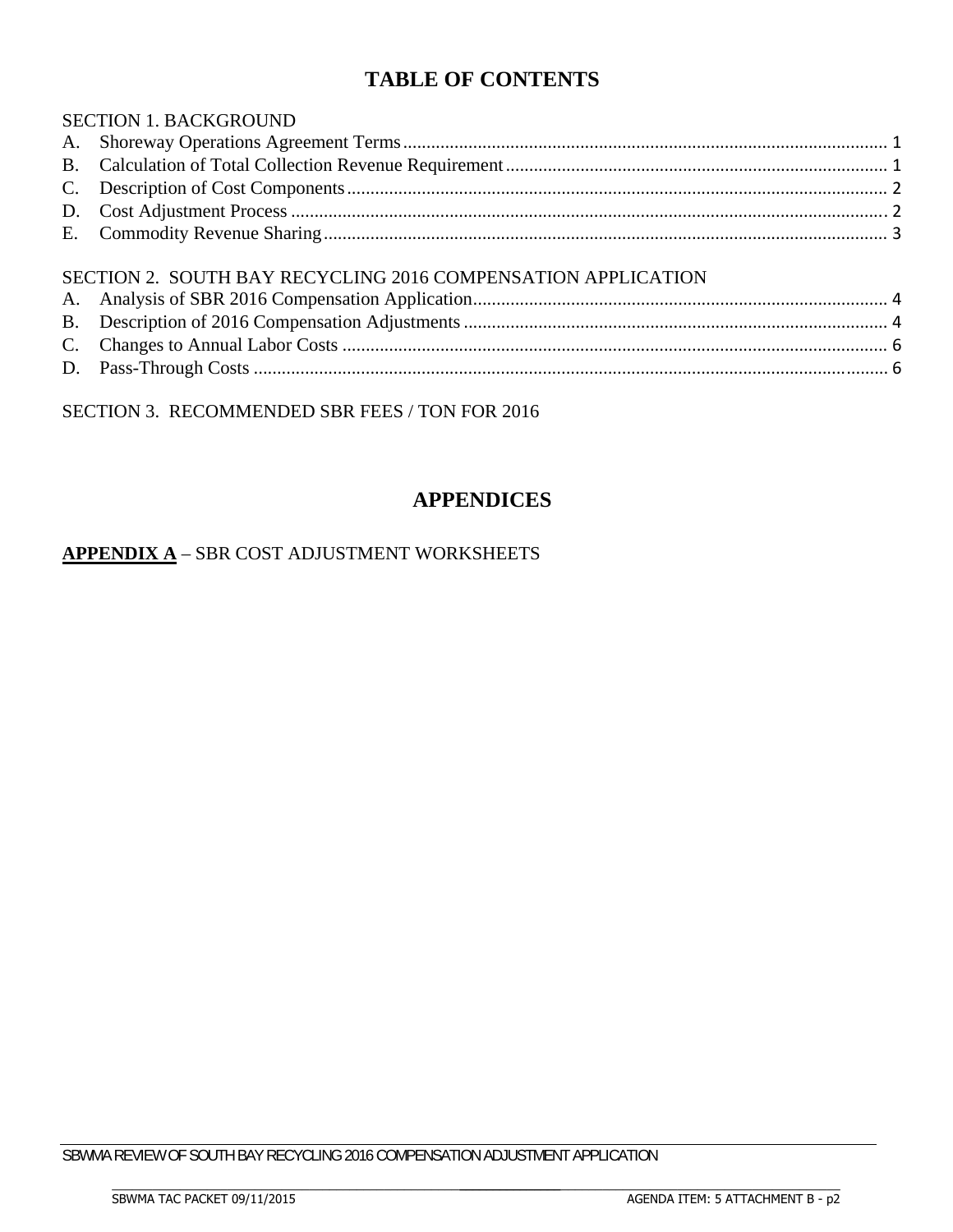# TABLE OF CONTENTS

SECTION 1. BACKGROUND

A. Shoreway Operations Agreement Terms ..... 1
B. Calculation of Total Collection Revenue Requirement ..... 1
C. Description of Cost Components ..... 2
D. Cost Adjustment Process ..... 2
E. Commodity Revenue Sharing ..... 3

SECTION 2. SOUTH BAY RECYCLING 2016 COMPENSATION APPLICATION

A. Analysis of SBR 2016 Compensation Application ..... 4
B. Description of 2016 Compensation Adjustments ..... 4
C. Changes to Annual Labor Costs ..... 6
D. Pass-Through Costs ..... 6

SECTION 3. RECOMMENDED SBR FEES / TON FOR 2016

# APPENDICES

**APPENDIX A** – SBR COST ADJUSTMENT WORKSHEETS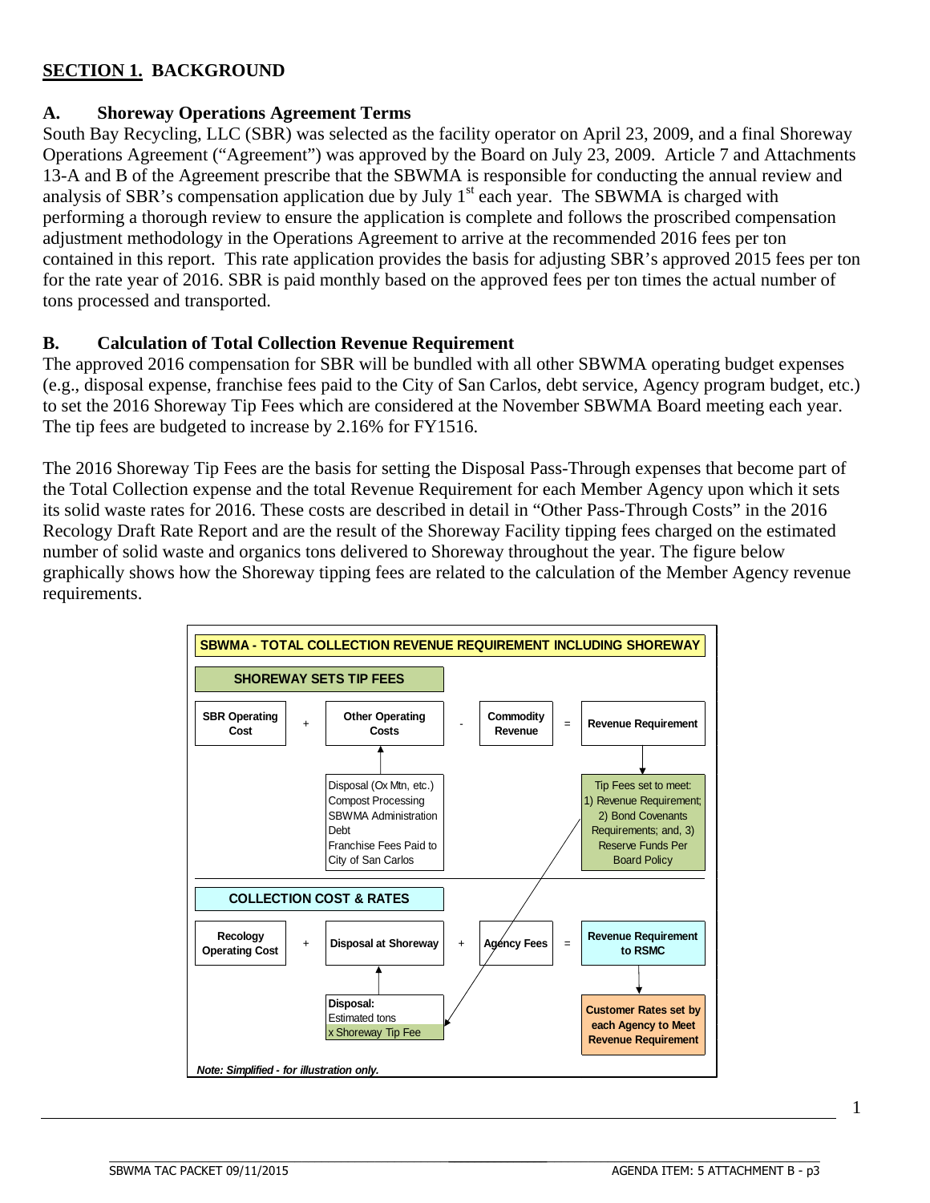## SECTION 1. BACKGROUND

### A. Shoreway Operations Agreement Terms

South Bay Recycling, LLC (SBR) was selected as the facility operator on April 23, 2009, and a final Shoreway Operations Agreement ("Agreement") was approved by the Board on July 23, 2009. Article 7 and Attachments 13-A and B of the Agreement prescribe that the SBWMA is responsible for conducting the annual review and analysis of SBR's compensation application due by July 1st each year. The SBWMA is charged with performing a thorough review to ensure the application is complete and follows the proscribed compensation adjustment methodology in the Operations Agreement to arrive at the recommended 2016 fees per ton contained in this report. This rate application provides the basis for adjusting SBR's approved 2015 fees per ton for the rate year of 2016. SBR is paid monthly based on the approved fees per ton times the actual number of tons processed and transported.

### B. Calculation of Total Collection Revenue Requirement

The approved 2016 compensation for SBR will be bundled with all other SBWMA operating budget expenses (e.g., disposal expense, franchise fees paid to the City of San Carlos, debt service, Agency program budget, etc.) to set the 2016 Shoreway Tip Fees which are considered at the November SBWMA Board meeting each year. The tip fees are budgeted to increase by 2.16% for FY1516.

The 2016 Shoreway Tip Fees are the basis for setting the Disposal Pass-Through expenses that become part of the Total Collection expense and the total Revenue Requirement for each Member Agency upon which it sets its solid waste rates for 2016. These costs are described in detail in "Other Pass-Through Costs" in the 2016 Recology Draft Rate Report and are the result of the Shoreway Facility tipping fees charged on the estimated number of solid waste and organics tons delivered to Shoreway throughout the year. The figure below graphically shows how the Shoreway tipping fees are related to the calculation of the Member Agency revenue requirements.

SBWMA - TOTAL COLLECTION REVENUE REQUIREMENT INCLUDING SHOREWAY

SHOREWAY SETS TIP FEES

SBR Operating Cost + Other Operating Costs - Commodity Revenue = Revenue Requirement

Disposal (Ox Mtn, etc.)
Compost Processing
SBWMA Administration
Debt
Franchise Fees Paid to City of San Carlos

Tip Fees set to meet: 1) Revenue Requirement; 2) Bond Covenants Requirements; and, 3) Reserve Funds Per Board Policy

COLLECTION COST & RATES

Recology Operating Cost + Disposal at Shoreway + Agency Fees = Revenue Requirement to RSMC

Disposal:
Estimated tons
x Shoreway Tip Fee

Customer Rates set by each Agency to Meet Revenue Requirement

*Note: Simplified - for illustration only.*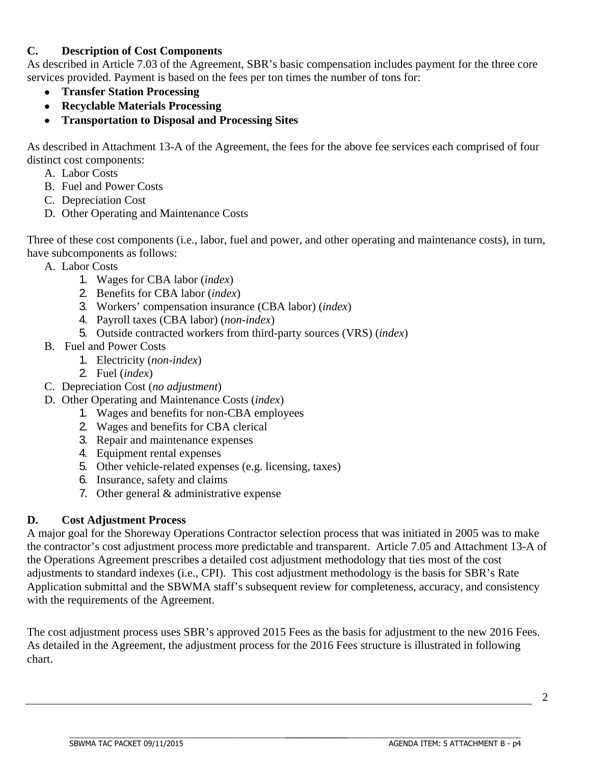### C. Description of Cost Components

As described in Article 7.03 of the Agreement, SBR's basic compensation includes payment for the three core services provided. Payment is based on the fees per ton times the number of tons for:

- **Transfer Station Processing**
- **Recyclable Materials Processing**
- **Transportation to Disposal and Processing Sites**

As described in Attachment 13-A of the Agreement, the fees for the above fee services each comprised of four distinct cost components:

A. Labor Costs
B. Fuel and Power Costs
C. Depreciation Cost
D. Other Operating and Maintenance Costs

Three of these cost components (i.e., labor, fuel and power, and other operating and maintenance costs), in turn, have subcomponents as follows:

A. Labor Costs
   1. Wages for CBA labor (*index*)
   2. Benefits for CBA labor (*index*)
   3. Workers' compensation insurance (CBA labor) (*index*)
   4. Payroll taxes (CBA labor) (*non-index*)
   5. Outside contracted workers from third-party sources (VRS) (*index*)
B. Fuel and Power Costs
   1. Electricity (*non-index*)
   2. Fuel (*index*)
C. Depreciation Cost (*no adjustment*)
D. Other Operating and Maintenance Costs (*index*)
   1. Wages and benefits for non-CBA employees
   2. Wages and benefits for CBA clerical
   3. Repair and maintenance expenses
   4. Equipment rental expenses
   5. Other vehicle-related expenses (e.g. licensing, taxes)
   6. Insurance, safety and claims
   7. Other general & administrative expense

### D. Cost Adjustment Process

A major goal for the Shoreway Operations Contractor selection process that was initiated in 2005 was to make the contractor's cost adjustment process more predictable and transparent. Article 7.05 and Attachment 13-A of the Operations Agreement prescribes a detailed cost adjustment methodology that ties most of the cost adjustments to standard indexes (i.e., CPI). This cost adjustment methodology is the basis for SBR's Rate Application submittal and the SBWMA staff's subsequent review for completeness, accuracy, and consistency with the requirements of the Agreement.

The cost adjustment process uses SBR's approved 2015 Fees as the basis for adjustment to the new 2016 Fees. As detailed in the Agreement, the adjustment process for the 2016 Fees structure is illustrated in following chart.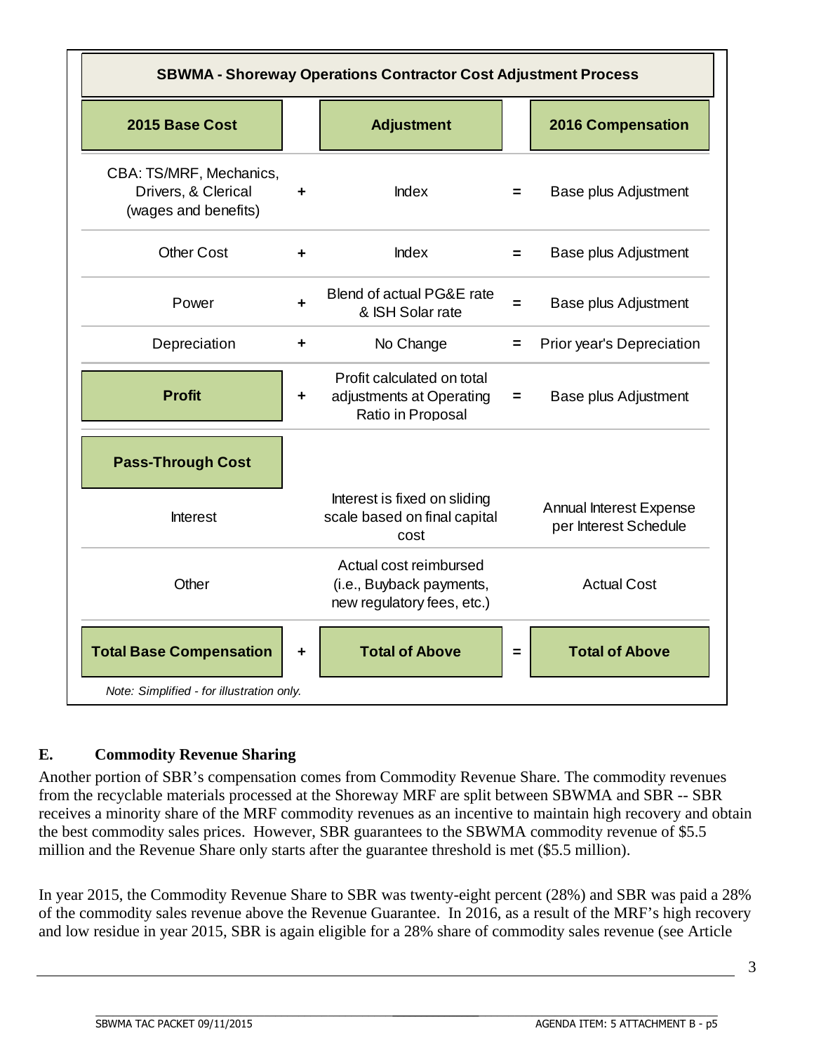**SBWMA - Shoreway Operations Contractor Cost Adjustment Process**

| 2015 Base Cost | | Adjustment | | 2016 Compensation |
|---|---|---|---|---|
| CBA: TS/MRF, Mechanics, Drivers, & Clerical (wages and benefits) | + | Index | = | Base plus Adjustment |
| Other Cost | + | Index | = | Base plus Adjustment |
| Power | + | Blend of actual PG&E rate & ISH Solar rate | = | Base plus Adjustment |
| Depreciation | + | No Change | = | Prior year's Depreciation |
| **Profit** | + | Profit calculated on total adjustments at Operating Ratio in Proposal | = | Base plus Adjustment |
| **Pass-Through Cost** | | | | |
| Interest | | Interest is fixed on sliding scale based on final capital cost | | Annual Interest Expense per Interest Schedule |
| Other | | Actual cost reimbursed (i.e., Buyback payments, new regulatory fees, etc.) | | Actual Cost |
| **Total Base Compensation** | + | **Total of Above** | = | **Total of Above** |

*Note: Simplified - for illustration only.*

## E. Commodity Revenue Sharing

Another portion of SBR's compensation comes from Commodity Revenue Share. The commodity revenues from the recyclable materials processed at the Shoreway MRF are split between SBWMA and SBR -- SBR receives a minority share of the MRF commodity revenues as an incentive to maintain high recovery and obtain the best commodity sales prices. However, SBR guarantees to the SBWMA commodity revenue of $5.5 million and the Revenue Share only starts after the guarantee threshold is met ($5.5 million).

In year 2015, the Commodity Revenue Share to SBR was twenty-eight percent (28%) and SBR was paid a 28% of the commodity sales revenue above the Revenue Guarantee. In 2016, as a result of the MRF's high recovery and low residue in year 2015, SBR is again eligible for a 28% share of commodity sales revenue (see Article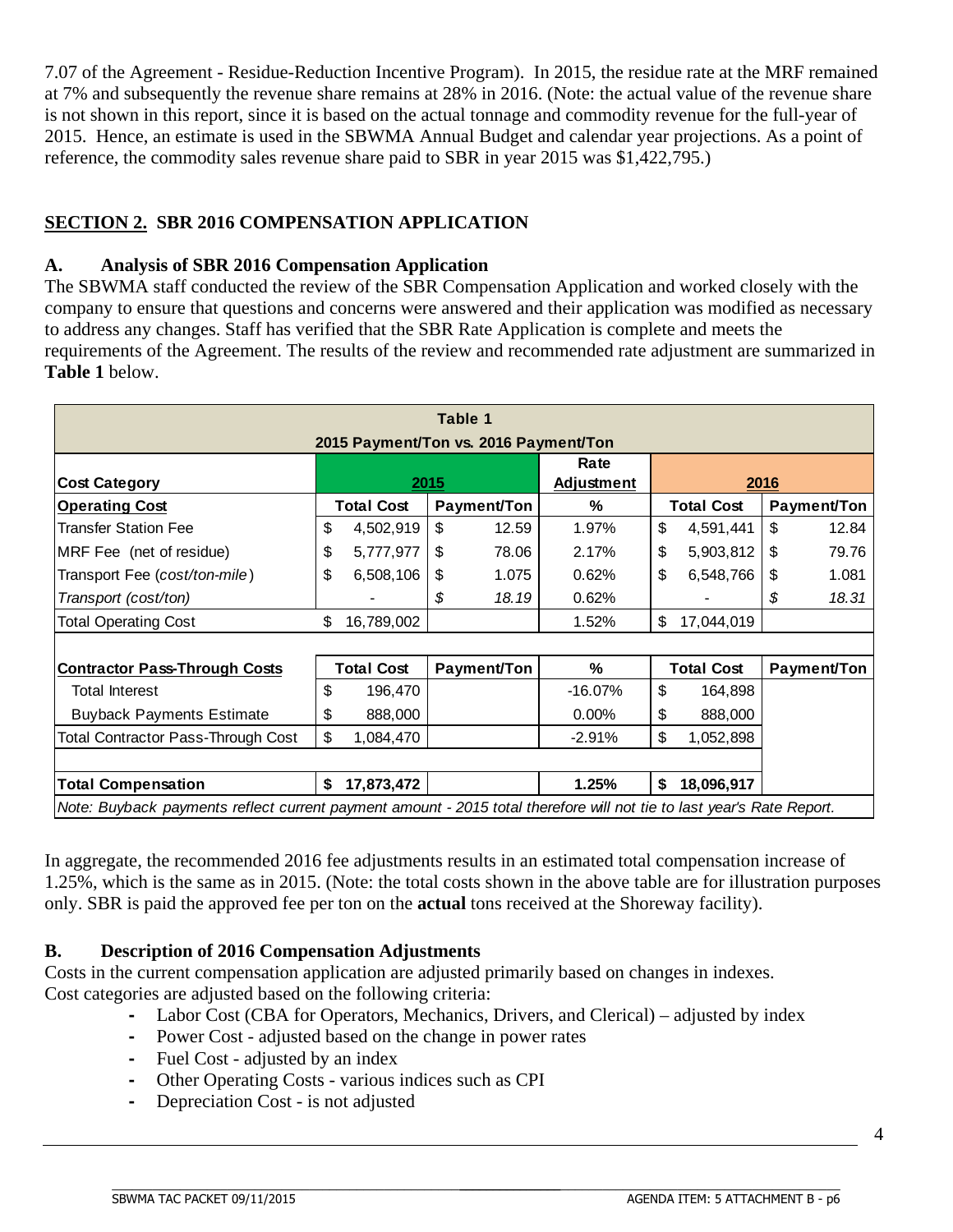7.07 of the Agreement - Residue-Reduction Incentive Program). In 2015, the residue rate at the MRF remained at 7% and subsequently the revenue share remains at 28% in 2016. (Note: the actual value of the revenue share is not shown in this report, since it is based on the actual tonnage and commodity revenue for the full-year of 2015. Hence, an estimate is used in the SBWMA Annual Budget and calendar year projections. As a point of reference, the commodity sales revenue share paid to SBR in year 2015 was $1,422,795.)

## SECTION 2. SBR 2016 COMPENSATION APPLICATION

### A. Analysis of SBR 2016 Compensation Application

The SBWMA staff conducted the review of the SBR Compensation Application and worked closely with the company to ensure that questions and concerns were answered and their application was modified as necessary to address any changes. Staff has verified that the SBR Rate Application is complete and meets the requirements of the Agreement. The results of the review and recommended rate adjustment are summarized in **Table 1** below.

**Table 1**
**2015 Payment/Ton vs. 2016 Payment/Ton**

| Cost Category | 2015 | | Rate Adjustment | 2016 | |
|---|---|---|---|---|---|
| **Operating Cost** | **Total Cost** | **Payment/Ton** | **%** | **Total Cost** | **Payment/Ton** |
| Transfer Station Fee | $ 4,502,919 | $ 12.59 | 1.97% | $ 4,591,441 | $ 12.84 |
| MRF Fee (net of residue) | $ 5,777,977 | $ 78.06 | 2.17% | $ 5,903,812 | $ 79.76 |
| Transport Fee (*cost/ton-mile*) | $ 6,508,106 | $ 1.075 | 0.62% | $ 6,548,766 | $ 1.081 |
| *Transport (cost/ton)* | - | *$ 18.19* | *0.62%* | - | *$ 18.31* |
| Total Operating Cost | $ 16,789,002 | | 1.52% | $ 17,044,019 | |
| | | | | | |
| **Contractor Pass-Through Costs** | **Total Cost** | **Payment/Ton** | **%** | **Total Cost** | **Payment/Ton** |
| Total Interest | $ 196,470 | | -16.07% | $ 164,898 | |
| Buyback Payments Estimate | $ 888,000 | | 0.00% | $ 888,000 | |
| Total Contractor Pass-Through Cost | $ 1,084,470 | | -2.91% | $ 1,052,898 | |
| | | | | | |
| **Total Compensation** | **$ 17,873,472** | | **1.25%** | **$ 18,096,917** | |

*Note: Buyback payments reflect current payment amount - 2015 total therefore will not tie to last year's Rate Report.*

In aggregate, the recommended 2016 fee adjustments results in an estimated total compensation increase of 1.25%, which is the same as in 2015. (Note: the total costs shown in the above table are for illustration purposes only. SBR is paid the approved fee per ton on the **actual** tons received at the Shoreway facility).

### B. Description of 2016 Compensation Adjustments

Costs in the current compensation application are adjusted primarily based on changes in indexes. Cost categories are adjusted based on the following criteria:

- Labor Cost (CBA for Operators, Mechanics, Drivers, and Clerical) – adjusted by index
- Power Cost - adjusted based on the change in power rates
- Fuel Cost - adjusted by an index
- Other Operating Costs - various indices such as CPI
- Depreciation Cost - is not adjusted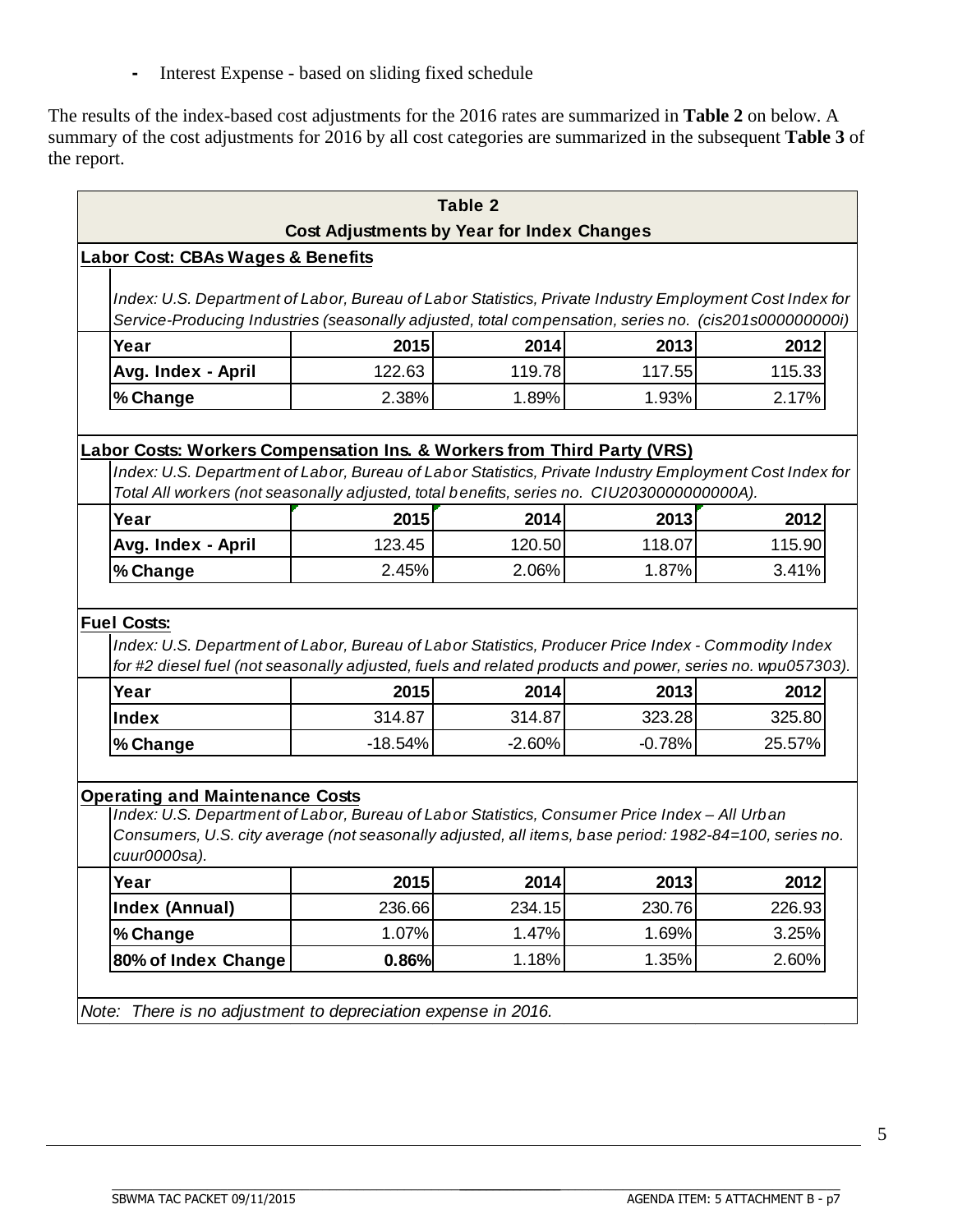- Interest Expense - based on sliding fixed schedule

The results of the index-based cost adjustments for the 2016 rates are summarized in **Table 2** on below. A summary of the cost adjustments for 2016 by all cost categories are summarized in the subsequent **Table 3** of the report.

**Table 2**

**Cost Adjustments by Year for Index Changes**

**Labor Cost: CBAs Wages & Benefits**

*Index: U.S. Department of Labor, Bureau of Labor Statistics, Private Industry Employment Cost Index for Service-Producing Industries (seasonally adjusted, total compensation, series no. (cis201s000000000i)*

| Year | 2015 | 2014 | 2013 | 2012 |
|---|---|---|---|---|
| Avg. Index - April | 122.63 | 119.78 | 117.55 | 115.33 |
| % Change | 2.38% | 1.89% | 1.93% | 2.17% |

**Labor Costs: Workers Compensation Ins. & Workers from Third Party (VRS)**

*Index: U.S. Department of Labor, Bureau of Labor Statistics, Private Industry Employment Cost Index for Total All workers (not seasonally adjusted, total benefits, series no. CIU2030000000000A).*

| Year | 2015 | 2014 | 2013 | 2012 |
|---|---|---|---|---|
| Avg. Index - April | 123.45 | 120.50 | 118.07 | 115.90 |
| % Change | 2.45% | 2.06% | 1.87% | 3.41% |

**Fuel Costs:**

*Index: U.S. Department of Labor, Bureau of Labor Statistics, Producer Price Index - Commodity Index for #2 diesel fuel (not seasonally adjusted, fuels and related products and power, series no. wpu057303).*

| Year | 2015 | 2014 | 2013 | 2012 |
|---|---|---|---|---|
| Index | 314.87 | 314.87 | 323.28 | 325.80 |
| % Change | -18.54% | -2.60% | -0.78% | 25.57% |

**Operating and Maintenance Costs**

*Index: U.S. Department of Labor, Bureau of Labor Statistics, Consumer Price Index – All Urban Consumers, U.S. city average (not seasonally adjusted, all items, base period: 1982-84=100, series no. cuur0000sa).*

| Year | 2015 | 2014 | 2013 | 2012 |
|---|---|---|---|---|
| Index (Annual) | 236.66 | 234.15 | 230.76 | 226.93 |
| % Change | 1.07% | 1.47% | 1.69% | 3.25% |
| 80% of Index Change | **0.86%** | 1.18% | 1.35% | 2.60% |

*Note: There is no adjustment to depreciation expense in 2016.*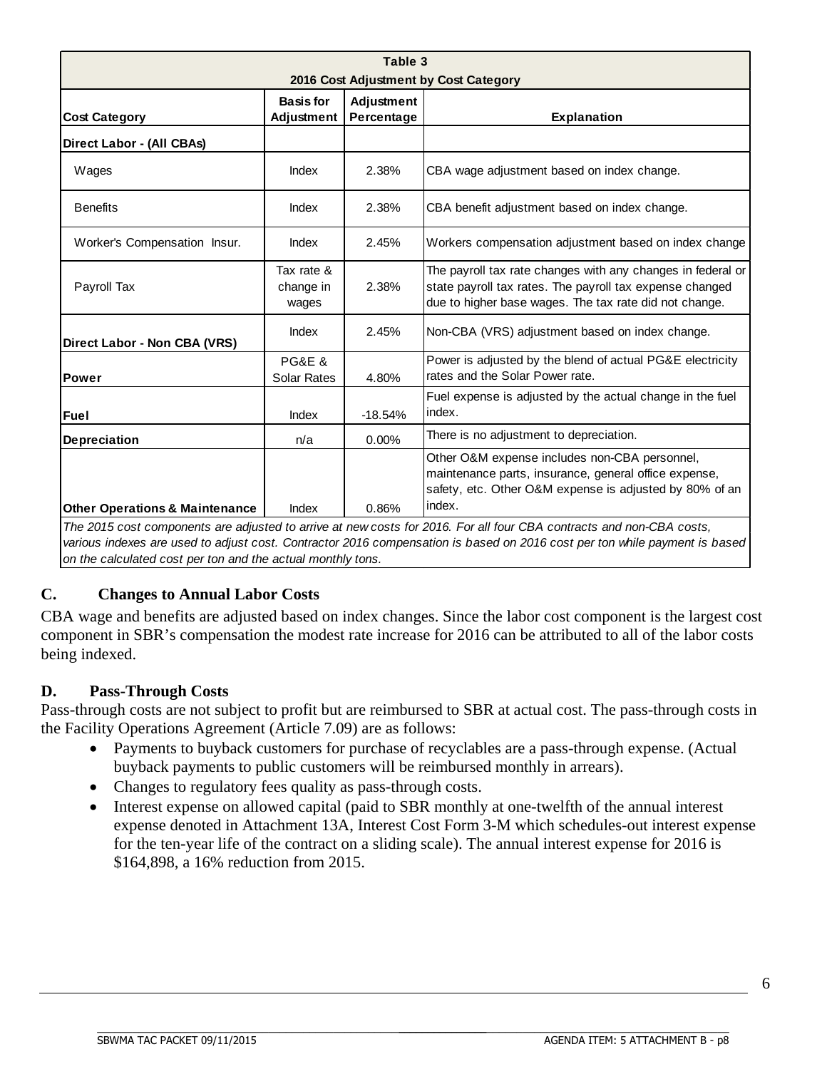| Table 3<br>2016 Cost Adjustment by Cost Category | | | |
|---|---|---|---|
| **Cost Category** | **Basis for Adjustment** | **Adjustment Percentage** | **Explanation** |
| **Direct Labor - (All CBAs)** | | | |
| Wages | Index | 2.38% | CBA wage adjustment based on index change. |
| Benefits | Index | 2.38% | CBA benefit adjustment based on index change. |
| Worker's Compensation Insur. | Index | 2.45% | Workers compensation adjustment based on index change |
| Payroll Tax | Tax rate & change in wages | 2.38% | The payroll tax rate changes with any changes in federal or state payroll tax rates. The payroll tax expense changed due to higher base wages. The tax rate did not change. |
| **Direct Labor - Non CBA (VRS)** | Index | 2.45% | Non-CBA (VRS) adjustment based on index change. |
| **Power** | PG&E & Solar Rates | 4.80% | Power is adjusted by the blend of actual PG&E electricity rates and the Solar Power rate. |
| **Fuel** | Index | -18.54% | Fuel expense is adjusted by the actual change in the fuel index. |
| **Depreciation** | n/a | 0.00% | There is no adjustment to depreciation. |
| **Other Operations & Maintenance** | Index | 0.86% | Other O&M expense includes non-CBA personnel, maintenance parts, insurance, general office expense, safety, etc. Other O&M expense is adjusted by 80% of an index. |

*The 2015 cost components are adjusted to arrive at new costs for 2016. For all four CBA contracts and non-CBA costs, various indexes are used to adjust cost. Contractor 2016 compensation is based on 2016 cost per ton while payment is based on the calculated cost per ton and the actual monthly tons.*

## C. Changes to Annual Labor Costs

CBA wage and benefits are adjusted based on index changes. Since the labor cost component is the largest cost component in SBR's compensation the modest rate increase for 2016 can be attributed to all of the labor costs being indexed.

## D. Pass-Through Costs

Pass-through costs are not subject to profit but are reimbursed to SBR at actual cost. The pass-through costs in the Facility Operations Agreement (Article 7.09) are as follows:

- Payments to buyback customers for purchase of recyclables are a pass-through expense. (Actual buyback payments to public customers will be reimbursed monthly in arrears).
- Changes to regulatory fees quality as pass-through costs.
- Interest expense on allowed capital (paid to SBR monthly at one-twelfth of the annual interest expense denoted in Attachment 13A, Interest Cost Form 3-M which schedules-out interest expense for the ten-year life of the contract on a sliding scale). The annual interest expense for 2016 is $164,898, a 16% reduction from 2015.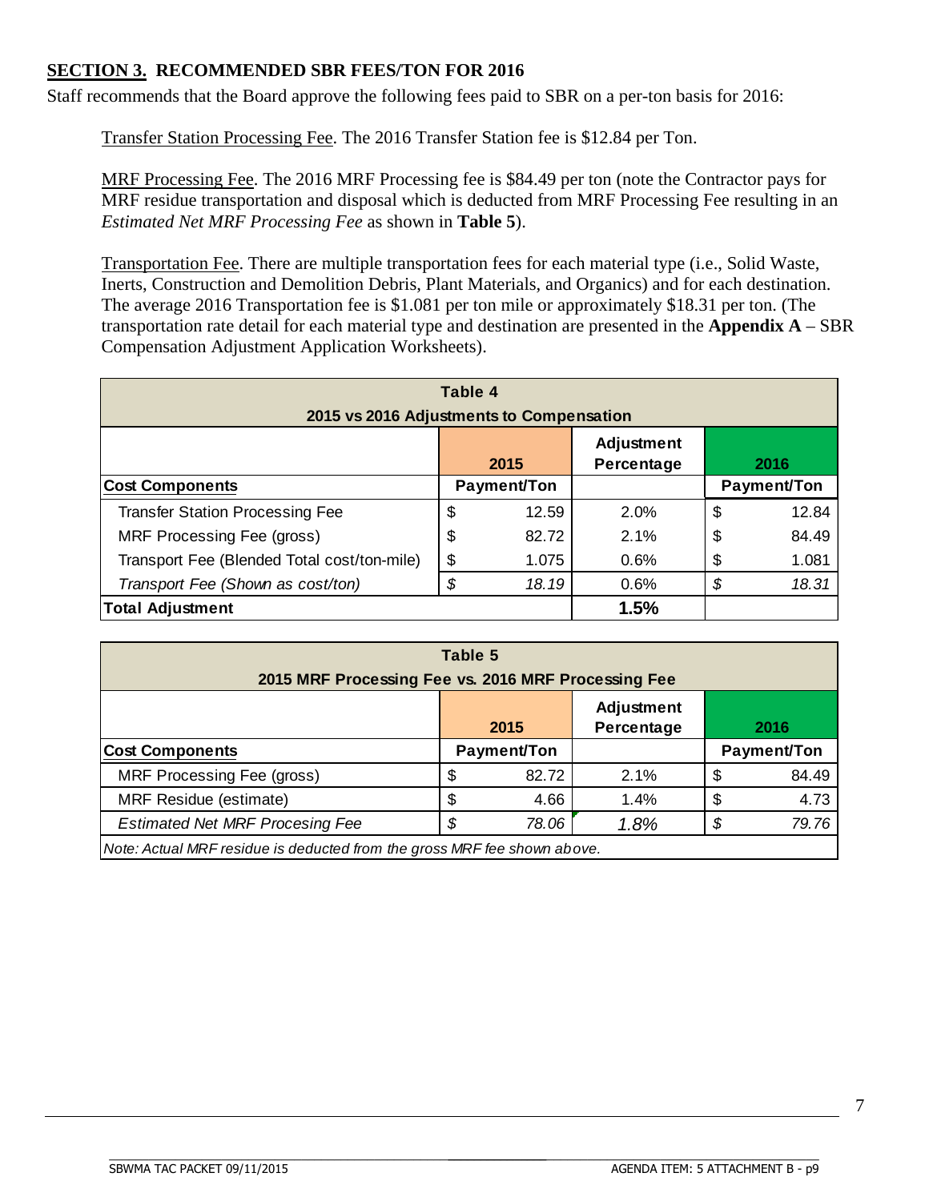## SECTION 3. RECOMMENDED SBR FEES/TON FOR 2016

Staff recommends that the Board approve the following fees paid to SBR on a per-ton basis for 2016:

Transfer Station Processing Fee. The 2016 Transfer Station fee is $12.84 per Ton.

MRF Processing Fee. The 2016 MRF Processing fee is $84.49 per ton (note the Contractor pays for MRF residue transportation and disposal which is deducted from MRF Processing Fee resulting in an *Estimated Net MRF Processing Fee* as shown in **Table 5**).

Transportation Fee. There are multiple transportation fees for each material type (i.e., Solid Waste, Inerts, Construction and Demolition Debris, Plant Materials, and Organics) and for each destination. The average 2016 Transportation fee is $1.081 per ton mile or approximately $18.31 per ton. (The transportation rate detail for each material type and destination are presented in the **Appendix A** – SBR Compensation Adjustment Application Worksheets).

**Table 4**
**2015 vs 2016 Adjustments to Compensation**

| Cost Components | 2015 Payment/Ton | Adjustment Percentage | 2016 Payment/Ton |
|---|---|---|---|
| Transfer Station Processing Fee | $ 12.59 | 2.0% | $ 12.84 |
| MRF Processing Fee (gross) | $ 82.72 | 2.1% | $ 84.49 |
| Transport Fee (Blended Total cost/ton-mile) | $ 1.075 | 0.6% | $ 1.081 |
| *Transport Fee (Shown as cost/ton)* | *$ 18.19* | 0.6% | *$ 18.31* |
| **Total Adjustment** | | **1.5%** | |

**Table 5**
**2015 MRF Processing Fee vs. 2016 MRF Processing Fee**

| Cost Components | 2015 Payment/Ton | Adjustment Percentage | 2016 Payment/Ton |
|---|---|---|---|
| MRF Processing Fee (gross) | $ 82.72 | 2.1% | $ 84.49 |
| MRF Residue (estimate) | $ 4.66 | 1.4% | $ 4.73 |
| *Estimated Net MRF Procesing Fee* | *$ 78.06* | *1.8%* | *$ 79.76* |

*Note: Actual MRF residue is deducted from the gross MRF fee shown above.*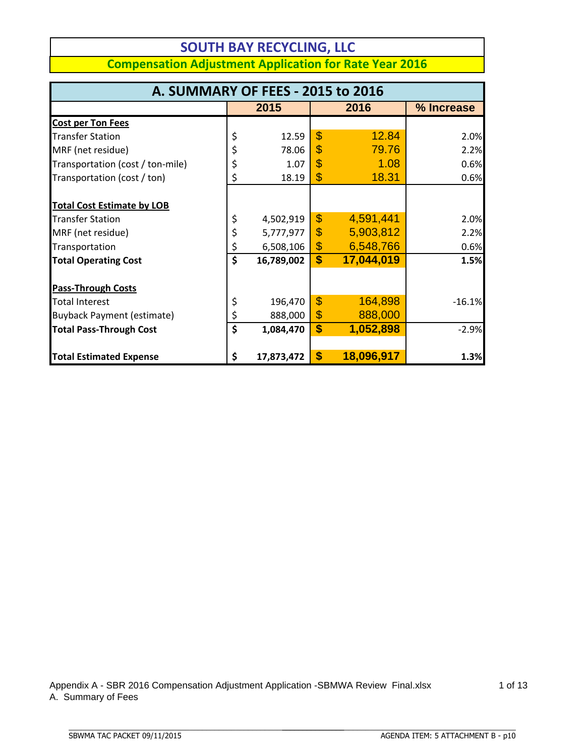# SOUTH BAY RECYCLING, LLC

## Compensation Adjustment Application for Rate Year 2016

| A. SUMMARY OF FEES - 2015 to 2016 | 2015 | 2016 | % Increase |
|---|---|---|---|
| **Cost per Ton Fees** | | | |
| Transfer Station | $ 12.59 | $ 12.84 | 2.0% |
| MRF (net residue) | $ 78.06 | $ 79.76 | 2.2% |
| Transportation (cost / ton-mile) | $ 1.07 | $ 1.08 | 0.6% |
| Transportation (cost / ton) | $ 18.19 | $ 18.31 | 0.6% |
| | | | |
| **Total Cost Estimate by LOB** | | | |
| Transfer Station | $ 4,502,919 | $ 4,591,441 | 2.0% |
| MRF (net residue) | $ 5,777,977 | $ 5,903,812 | 2.2% |
| Transportation | $ 6,508,106 | $ 6,548,766 | 0.6% |
| **Total Operating Cost** | **$ 16,789,002** | **$ 17,044,019** | **1.5%** |
| | | | |
| **Pass-Through Costs** | | | |
| Total Interest | $ 196,470 | $ 164,898 | -16.1% |
| Buyback Payment (estimate) | $ 888,000 | $ 888,000 | |
| **Total Pass-Through Cost** | **$ 1,084,470** | **$ 1,052,898** | -2.9% |
| | | | |
| **Total Estimated Expense** | **$ 17,873,472** | **$ 18,096,917** | **1.3%** |

Appendix A - SBR 2016 Compensation Adjustment Application -SBMWA Review Final.xlsx

A. Summary of Fees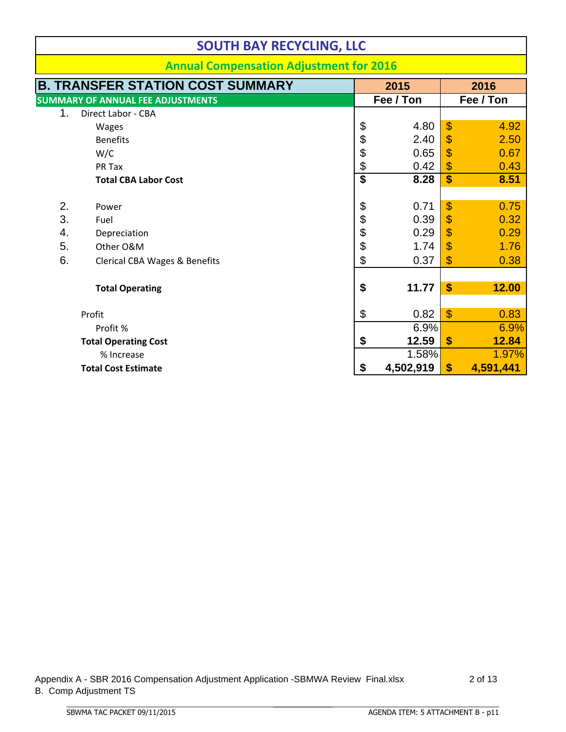# SOUTH BAY RECYCLING, LLC

## Annual Compensation Adjustment for 2016

| B. TRANSFER STATION COST SUMMARY | | 2015 | 2016 |
|---|---|---|---|
| **SUMMARY OF ANNUAL FEE ADJUSTMENTS** | | **Fee / Ton** | **Fee / Ton** |
| 1. | Direct Labor - CBA | | |
| | Wages | $ 4.80 | $ 4.92 |
| | Benefits | $ 2.40 | $ 2.50 |
| | W/C | $ 0.65 | $ 0.67 |
| | PR Tax | $ 0.42 | $ 0.43 |
| | **Total CBA Labor Cost** | **$ 8.28** | **$ 8.51** |
| 2. | Power | $ 0.71 | $ 0.75 |
| 3. | Fuel | $ 0.39 | $ 0.32 |
| 4. | Depreciation | $ 0.29 | $ 0.29 |
| 5. | Other O&M | $ 1.74 | $ 1.76 |
| 6. | Clerical CBA Wages & Benefits | $ 0.37 | $ 0.38 |
| | **Total Operating** | **$ 11.77** | **$ 12.00** |
| | Profit | $ 0.82 | $ 0.83 |
| | Profit % | 6.9% | 6.9% |
| | **Total Operating Cost** | **$ 12.59** | **$ 12.84** |
| | % Increase | 1.58% | 1.97% |
| | **Total Cost Estimate** | **$ 4,502,919** | **$ 4,591,441** |

Appendix A - SBR 2016 Compensation Adjustment Application -SBMWA Review Final.xlsx
B. Comp Adjustment TS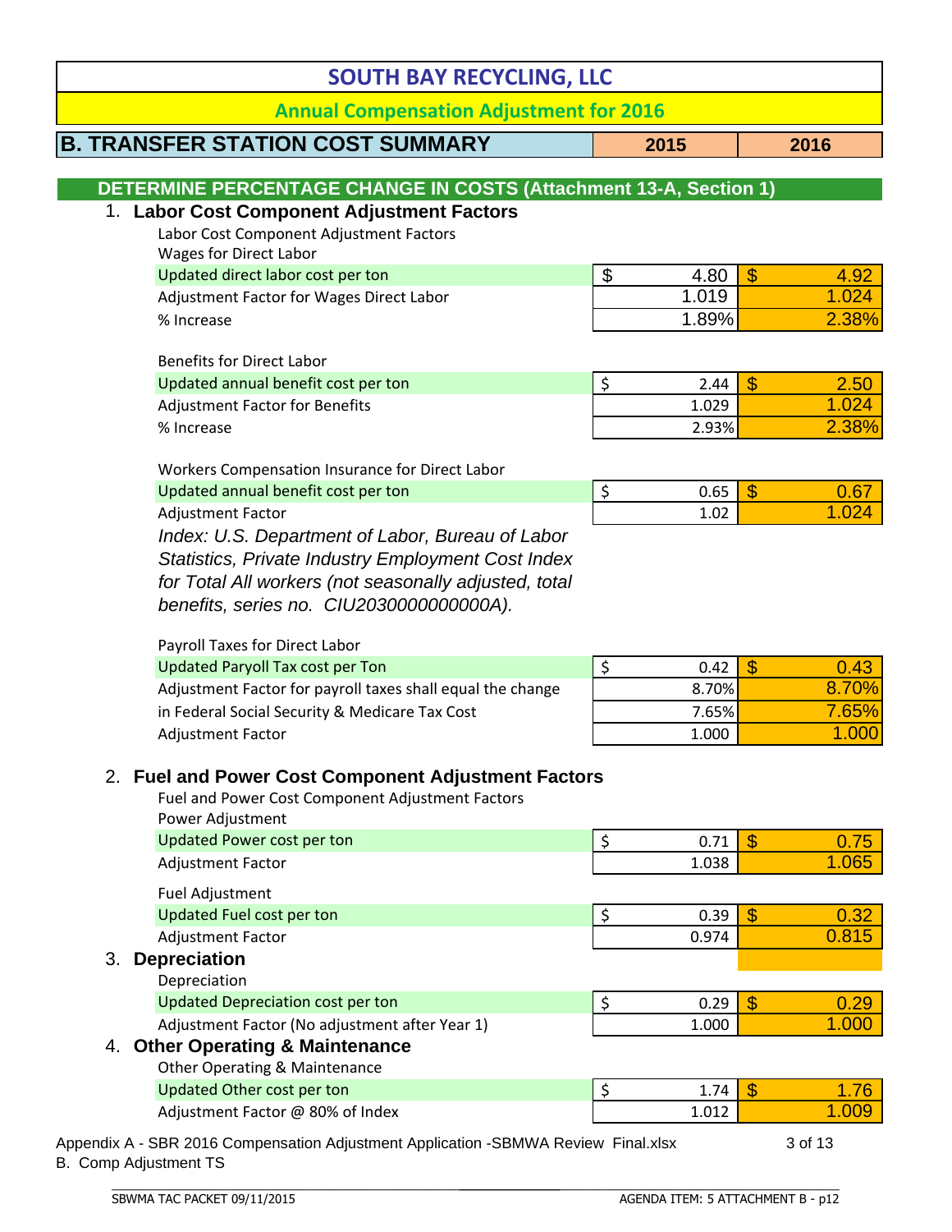# SOUTH BAY RECYCLING, LLC

## Annual Compensation Adjustment for 2016

| B. TRANSFER STATION COST SUMMARY | 2015 | 2016 |
|---|---|---|

### DETERMINE PERCENTAGE CHANGE IN COSTS (Attachment 13-A, Section 1)

#### 1. Labor Cost Component Adjustment Factors

| | 2015 | 2016 |
|---|---|---|
| Labor Cost Component Adjustment Factors | | |
| Wages for Direct Labor | | |
| Updated direct labor cost per ton | $ 4.80 | $ 4.92 |
| Adjustment Factor for Wages Direct Labor | 1.019 | 1.024 |
| % Increase | 1.89% | 2.38% |
| | | |
| Benefits for Direct Labor | | |
| Updated annual benefit cost per ton | $ 2.44 | $ 2.50 |
| Adjustment Factor for Benefits | 1.029 | 1.024 |
| % Increase | 2.93% | 2.38% |
| | | |
| Workers Compensation Insurance for Direct Labor | | |
| Updated annual benefit cost per ton | $ 0.65 | $ 0.67 |
| Adjustment Factor | 1.02 | 1.024 |

*Index: U.S. Department of Labor, Bureau of Labor Statistics, Private Industry Employment Cost Index for Total All workers (not seasonally adjusted, total benefits, series no. CIU2030000000000A).*

| | 2015 | 2016 |
|---|---|---|
| Payroll Taxes for Direct Labor | | |
| Updated Paryoll Tax cost per Ton | $ 0.42 | $ 0.43 |
| Adjustment Factor for payroll taxes shall equal the change | 8.70% | 8.70% |
| in Federal Social Security & Medicare Tax Cost | 7.65% | 7.65% |
| Adjustment Factor | 1.000 | 1.000 |

#### 2. Fuel and Power Cost Component Adjustment Factors

| | 2015 | 2016 |
|---|---|---|
| Fuel and Power Cost Component Adjustment Factors | | |
| Power Adjustment | | |
| Updated Power cost per ton | $ 0.71 | $ 0.75 |
| Adjustment Factor | 1.038 | 1.065 |
| Fuel Adjustment | | |
| Updated Fuel cost per ton | $ 0.39 | $ 0.32 |
| Adjustment Factor | 0.974 | 0.815 |

#### 3. Depreciation

| | 2015 | 2016 |
|---|---|---|
| Depreciation | | |
| Updated Depreciation cost per ton | $ 0.29 | $ 0.29 |
| Adjustment Factor (No adjustment after Year 1) | 1.000 | 1.000 |

#### 4. Other Operating & Maintenance

| | 2015 | 2016 |
|---|---|---|
| Other Operating & Maintenance | | |
| Updated Other cost per ton | $ 1.74 | $ 1.76 |
| Adjustment Factor @ 80% of Index | 1.012 | 1.009 |

Appendix A - SBR 2016 Compensation Adjustment Application -SBMWA Review Final.xlsx
B. Comp Adjustment TS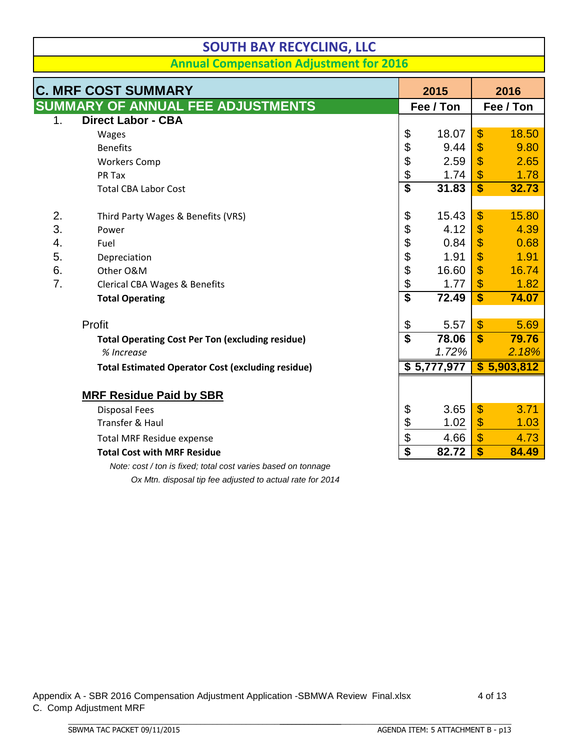# SOUTH BAY RECYCLING, LLC

## Annual Compensation Adjustment for 2016

| C. MRF COST SUMMARY | | 2015 | 2016 |
|---|---|---|---|
| **SUMMARY OF ANNUAL FEE ADJUSTMENTS** | | **Fee / Ton** | **Fee / Ton** |
| 1. | **Direct Labor - CBA** | | |
| | Wages | $ 18.07 | $ 18.50 |
| | Benefits | $ 9.44 | $ 9.80 |
| | Workers Comp | $ 2.59 | $ 2.65 |
| | PR Tax | $ 1.74 | $ 1.78 |
| | Total CBA Labor Cost | **$ 31.83** | **$ 32.73** |
| 2. | Third Party Wages & Benefits (VRS) | $ 15.43 | $ 15.80 |
| 3. | Power | $ 4.12 | $ 4.39 |
| 4. | Fuel | $ 0.84 | $ 0.68 |
| 5. | Depreciation | $ 1.91 | $ 1.91 |
| 6. | Other O&M | $ 16.60 | $ 16.74 |
| 7. | Clerical CBA Wages & Benefits | $ 1.77 | $ 1.82 |
| | **Total Operating** | **$ 72.49** | **$ 74.07** |
| | Profit | $ 5.57 | $ 5.69 |
| | **Total Operating Cost Per Ton (excluding residue)** | **$ 78.06** | **$ 79.76** |
| | *% Increase* | *1.72%* | *2.18%* |
| | **Total Estimated Operator Cost (excluding residue)** | **$ 5,777,977** | **$ 5,903,812** |
| | **MRF Residue Paid by SBR** | | |
| | Disposal Fees | $ 3.65 | $ 3.71 |
| | Transfer & Haul | $ 1.02 | $ 1.03 |
| | Total MRF Residue expense | $ 4.66 | $ 4.73 |
| | **Total Cost with MRF Residue** | **$ 82.72** | **$ 84.49** |

*Note: cost / ton is fixed; total cost varies based on tonnage*

*Ox Mtn. disposal tip fee adjusted to actual rate for 2014*

Appendix A - SBR 2016 Compensation Adjustment Application -SBMWA Review Final.xlsx

C. Comp Adjustment MRF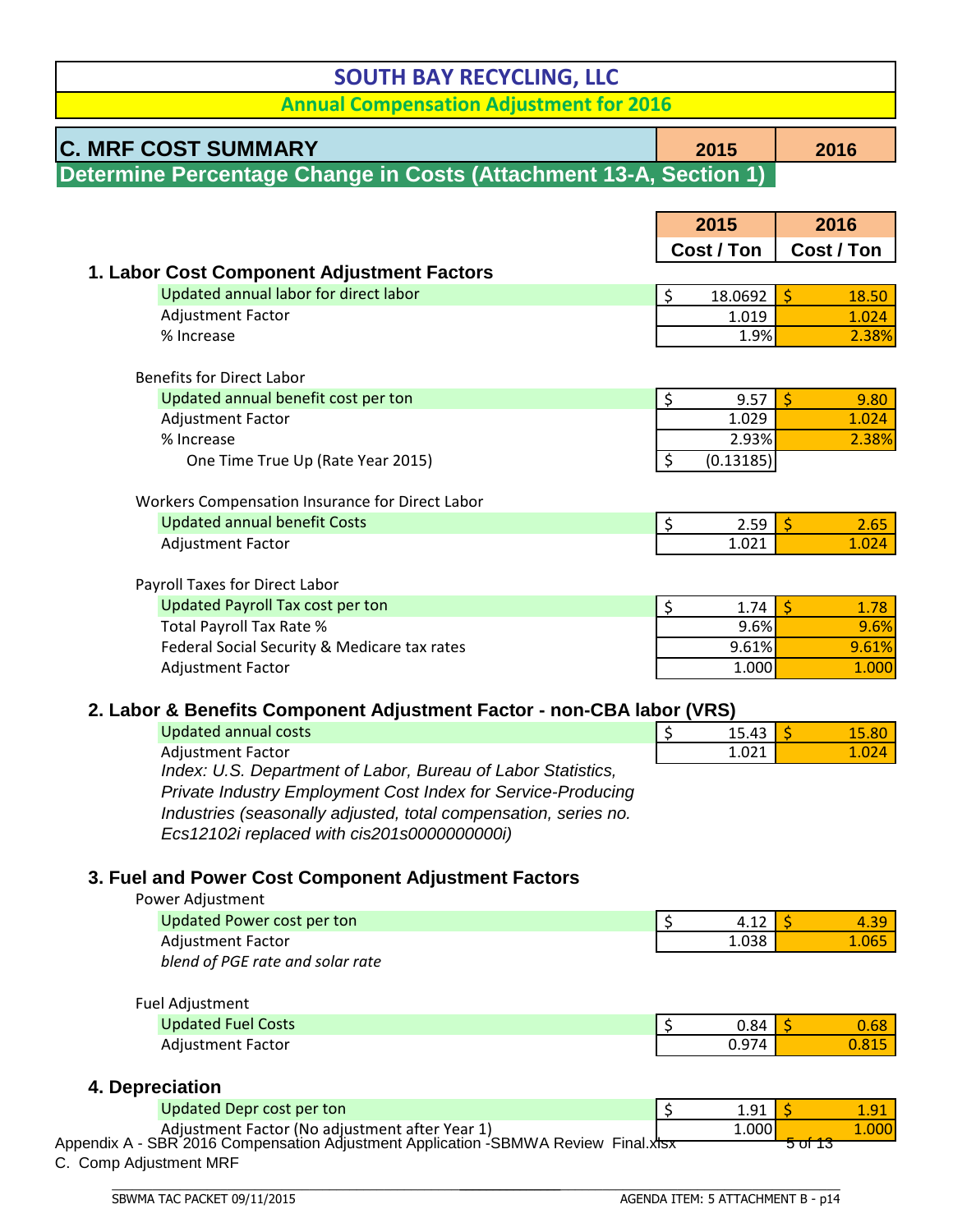# SOUTH BAY RECYCLING, LLC

## Annual Compensation Adjustment for 2016

| C. MRF COST SUMMARY | 2015 | 2016 |
|---|---|---|

**Determine Percentage Change in Costs (Attachment 13-A, Section 1)**

| | 2015 Cost / Ton | 2016 Cost / Ton |
|---|---|---|
| **1. Labor Cost Component Adjustment Factors** | | |
| Updated annual labor for direct labor | $ 18.0692 | $ 18.50 |
| Adjustment Factor | 1.019 | 1.024 |
| % Increase | 1.9% | 2.38% |
| Benefits for Direct Labor | | |
| Updated annual benefit cost per ton | $ 9.57 | $ 9.80 |
| Adjustment Factor | 1.029 | 1.024 |
| % Increase | 2.93% | 2.38% |
| One Time True Up (Rate Year 2015) | $ (0.13185) | |
| Workers Compensation Insurance for Direct Labor | | |
| Updated annual benefit Costs | $ 2.59 | $ 2.65 |
| Adjustment Factor | 1.021 | 1.024 |
| Payroll Taxes for Direct Labor | | |
| Updated Payroll Tax cost per ton | $ 1.74 | $ 1.78 |
| Total Payroll Tax Rate % | 9.6% | 9.6% |
| Federal Social Security & Medicare tax rates | 9.61% | 9.61% |
| Adjustment Factor | 1.000 | 1.000 |
| **2. Labor & Benefits Component Adjustment Factor - non-CBA labor (VRS)** | | |
| Updated annual costs | $ 15.43 | $ 15.80 |
| Adjustment Factor | 1.021 | 1.024 |
| *Index: U.S. Department of Labor, Bureau of Labor Statistics, Private Industry Employment Cost Index for Service-Producing Industries (seasonally adjusted, total compensation, series no. Ecs12102i replaced with cis201s0000000000i)* | | |
| **3. Fuel and Power Cost Component Adjustment Factors** | | |
| Power Adjustment | | |
| Updated Power cost per ton | $ 4.12 | $ 4.39 |
| Adjustment Factor | 1.038 | 1.065 |
| *blend of PGE rate and solar rate* | | |
| Fuel Adjustment | | |
| Updated Fuel Costs | $ 0.84 | $ 0.68 |
| Adjustment Factor | 0.974 | 0.815 |
| **4. Depreciation** | | |
| Updated Depr cost per ton | $ 1.91 | $ 1.91 |
| Adjustment Factor (No adjustment after Year 1) | 1.000 | 1.000 |

Appendix A - SBR 2016 Compensation Adjustment Application -SBMWA Review Final.xlsx
C. Comp Adjustment MRF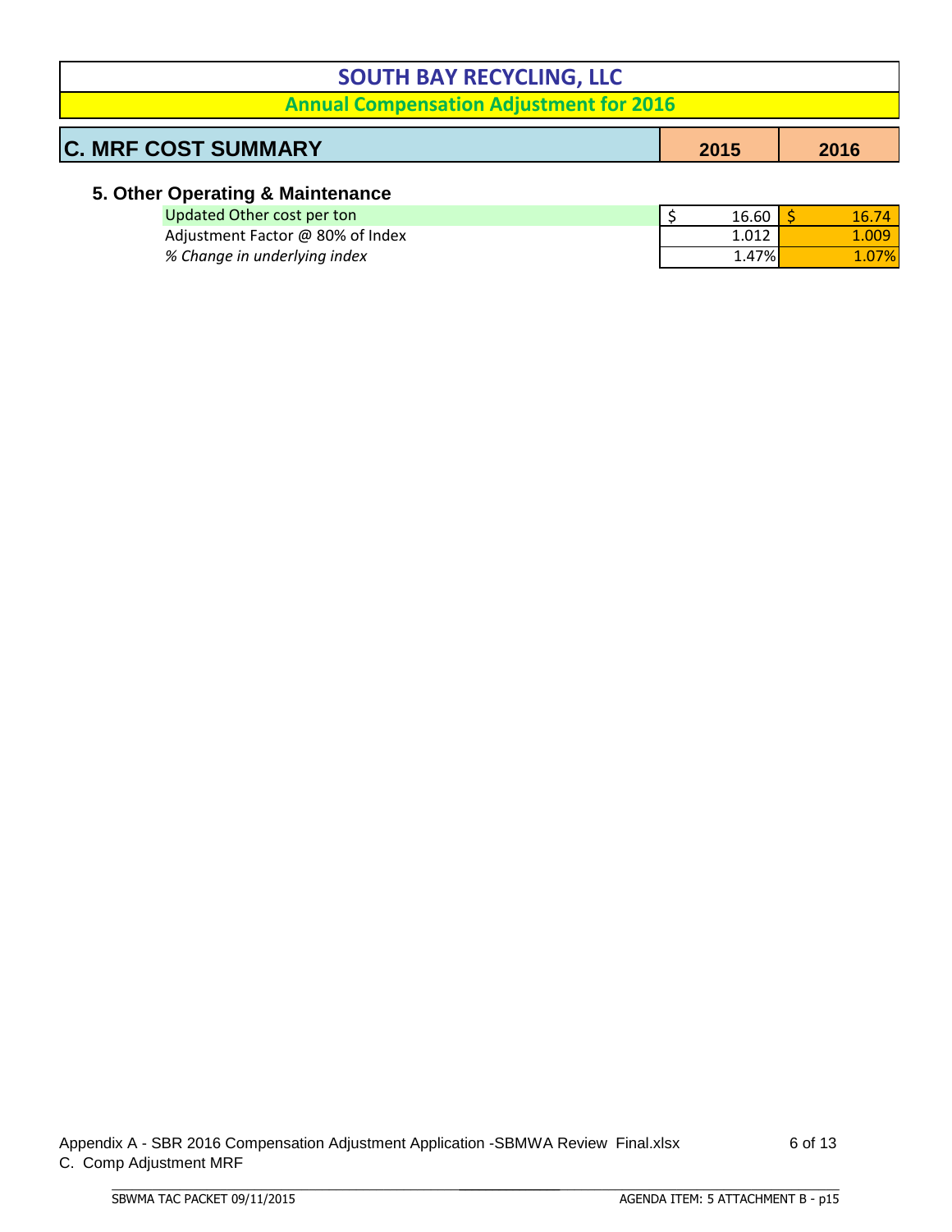# SOUTH BAY RECYCLING, LLC

## Annual Compensation Adjustment for 2016

| C. MRF COST SUMMARY | 2015 | 2016 |
|---|---|---|
| **5. Other Operating & Maintenance** | | |
| Updated Other cost per ton | $ 16.60 | $ 16.74 |
| Adjustment Factor @ 80% of Index | 1.012 | 1.009 |
| *% Change in underlying index* | 1.47% | 1.07% |

Appendix A - SBR 2016 Compensation Adjustment Application -SBMWA Review Final.xlsx
C. Comp Adjustment MRF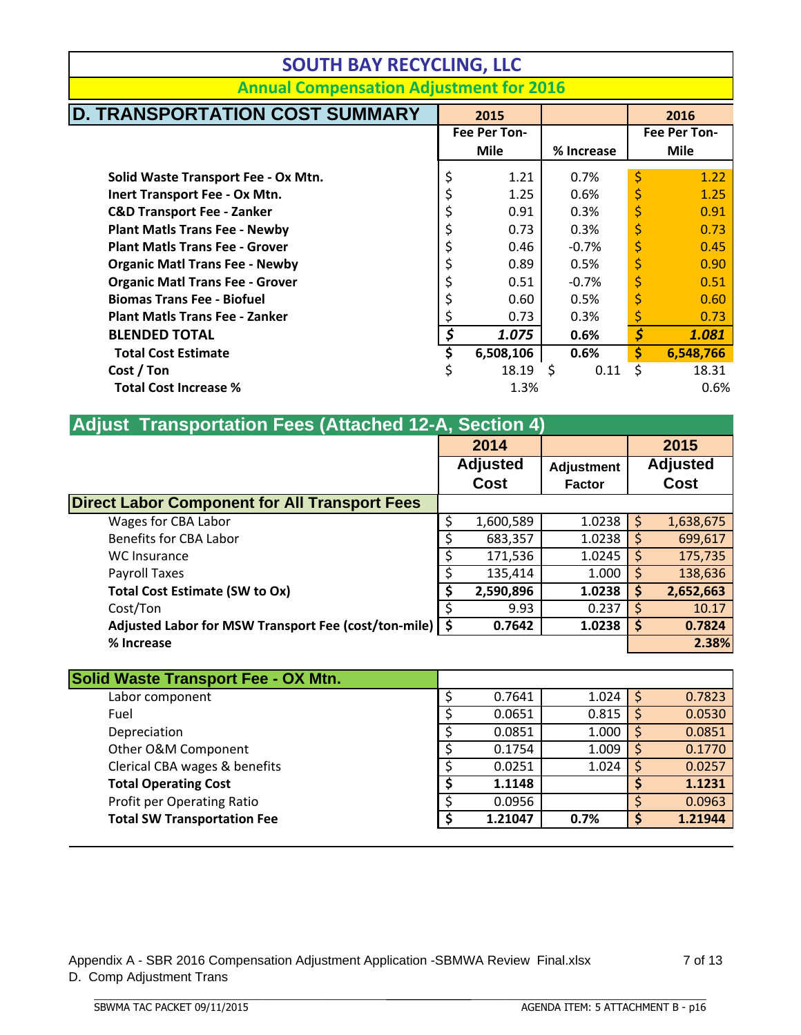# SOUTH BAY RECYCLING, LLC

## Annual Compensation Adjustment for 2016

| D. TRANSPORTATION COST SUMMARY | 2015 Fee Per Ton-Mile | % Increase | 2016 Fee Per Ton-Mile |
|---|---|---|---|
| **Solid Waste Transport Fee - Ox Mtn.** | $ 1.21 | 0.7% | $ 1.22 |
| **Inert Transport Fee - Ox Mtn.** | $ 1.25 | 0.6% | $ 1.25 |
| **C&D Transport Fee - Zanker** | $ 0.91 | 0.3% | $ 0.91 |
| **Plant Matls Trans Fee - Newby** | $ 0.73 | 0.3% | $ 0.73 |
| **Plant Matls Trans Fee - Grover** | $ 0.46 | -0.7% | $ 0.45 |
| **Organic Matl Trans Fee - Newby** | $ 0.89 | 0.5% | $ 0.90 |
| **Organic Matl Trans Fee - Grover** | $ 0.51 | -0.7% | $ 0.51 |
| **Biomas Trans Fee - Biofuel** | $ 0.60 | 0.5% | $ 0.60 |
| **Plant Matls Trans Fee - Zanker** | $ 0.73 | 0.3% | $ 0.73 |
| **BLENDED TOTAL** | ***$ 1.075*** | **0.6%** | ***$ 1.081*** |
| **Total Cost Estimate** | **$ 6,508,106** | **0.6%** | **$ 6,548,766** |
| **Cost / Ton** | $ 18.19 | $ 0.11 | $ 18.31 |
| **Total Cost Increase %** | 1.3% | | 0.6% |

## Adjust Transportation Fees (Attached 12-A, Section 4)

| | 2014 Adjusted Cost | Adjustment Factor | 2015 Adjusted Cost |
|---|---|---|---|
| **Direct Labor Component for All Transport Fees** | | | |
| Wages for CBA Labor | $ 1,600,589 | 1.0238 | $ 1,638,675 |
| Benefits for CBA Labor | $ 683,357 | 1.0238 | $ 699,617 |
| WC Insurance | $ 171,536 | 1.0245 | $ 175,735 |
| Payroll Taxes | $ 135,414 | 1.000 | $ 138,636 |
| **Total Cost Estimate (SW to Ox)** | **$ 2,590,896** | **1.0238** | **$ 2,652,663** |
| Cost/Ton | $ 9.93 | 0.237 | $ 10.17 |
| **Adjusted Labor for MSW Transport Fee (cost/ton-mile)** | **$ 0.7642** | **1.0238** | **$ 0.7824** |
| **% Increase** | | | **2.38%** |

| **Solid Waste Transport Fee - OX Mtn.** | | | |
|---|---|---|---|
| Labor component | $ 0.7641 | 1.024 | $ 0.7823 |
| Fuel | $ 0.0651 | 0.815 | $ 0.0530 |
| Depreciation | $ 0.0851 | 1.000 | $ 0.0851 |
| Other O&M Component | $ 0.1754 | 1.009 | $ 0.1770 |
| Clerical CBA wages & benefits | $ 0.0251 | 1.024 | $ 0.0257 |
| **Total Operating Cost** | **$ 1.1148** | | **$ 1.1231** |
| Profit per Operating Ratio | $ 0.0956 | | $ 0.0963 |
| **Total SW Transportation Fee** | **$ 1.21047** | **0.7%** | **$ 1.21944** |

Appendix A - SBR 2016 Compensation Adjustment Application -SBMWA Review Final.xlsx
D. Comp Adjustment Trans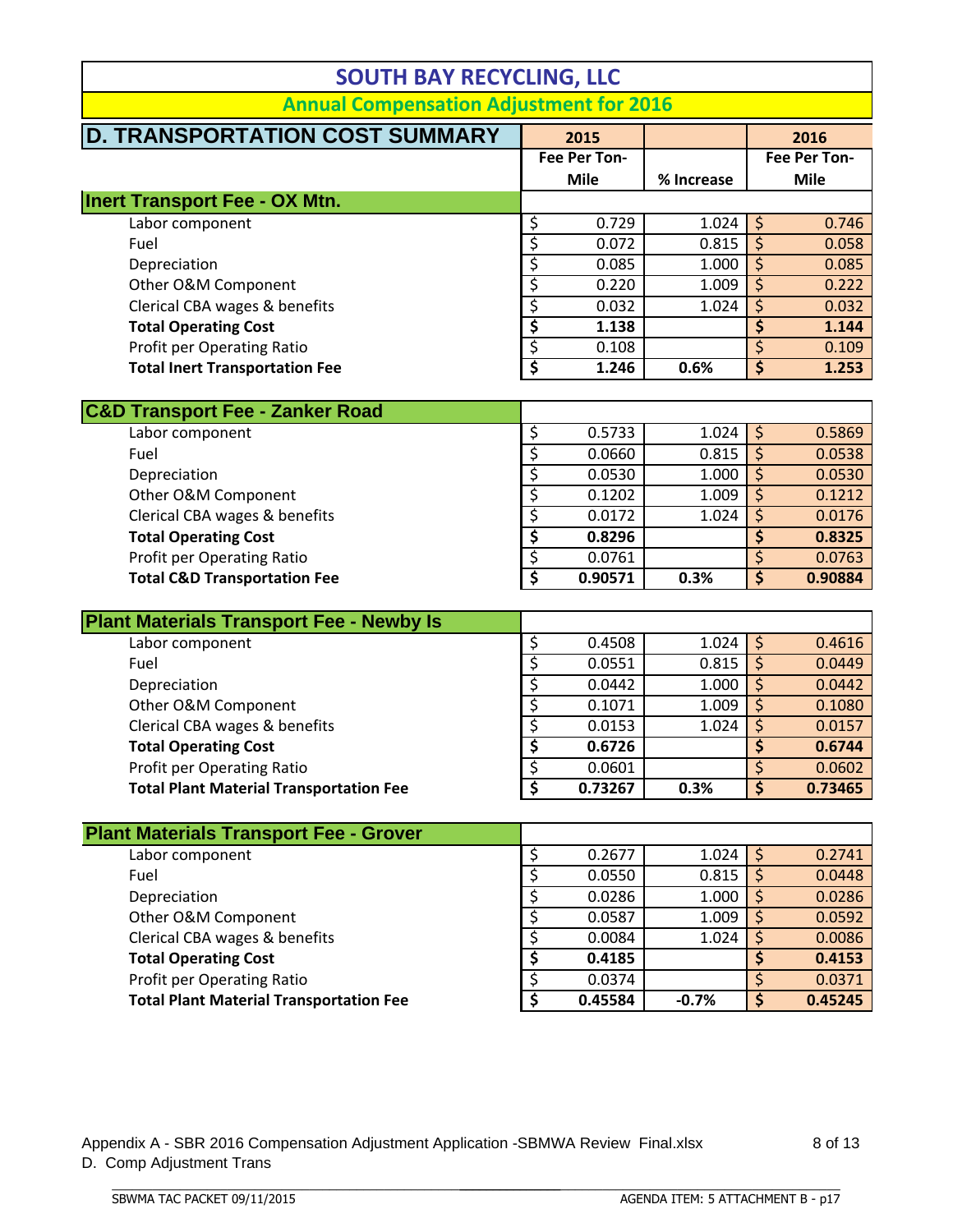# SOUTH BAY RECYCLING, LLC

## Annual Compensation Adjustment for 2016

| D. TRANSPORTATION COST SUMMARY | 2015 Fee Per Ton-Mile | % Increase | 2016 Fee Per Ton-Mile |
|---|---|---|---|
| **Inert Transport Fee - OX Mtn.** | | | |
| Labor component | $ 0.729 | 1.024 | $ 0.746 |
| Fuel | $ 0.072 | 0.815 | $ 0.058 |
| Depreciation | $ 0.085 | 1.000 | $ 0.085 |
| Other O&M Component | $ 0.220 | 1.009 | $ 0.222 |
| Clerical CBA wages & benefits | $ 0.032 | 1.024 | $ 0.032 |
| **Total Operating Cost** | **$ 1.138** | | **$ 1.144** |
| Profit per Operating Ratio | $ 0.108 | | $ 0.109 |
| **Total Inert Transportation Fee** | **$ 1.246** | **0.6%** | **$ 1.253** |
| **C&D Transport Fee - Zanker Road** | | | |
| Labor component | $ 0.5733 | 1.024 | $ 0.5869 |
| Fuel | $ 0.0660 | 0.815 | $ 0.0538 |
| Depreciation | $ 0.0530 | 1.000 | $ 0.0530 |
| Other O&M Component | $ 0.1202 | 1.009 | $ 0.1212 |
| Clerical CBA wages & benefits | $ 0.0172 | 1.024 | $ 0.0176 |
| **Total Operating Cost** | **$ 0.8296** | | **$ 0.8325** |
| Profit per Operating Ratio | $ 0.0761 | | $ 0.0763 |
| **Total C&D Transportation Fee** | **$ 0.90571** | **0.3%** | **$ 0.90884** |
| **Plant Materials Transport Fee - Newby Is** | | | |
| Labor component | $ 0.4508 | 1.024 | $ 0.4616 |
| Fuel | $ 0.0551 | 0.815 | $ 0.0449 |
| Depreciation | $ 0.0442 | 1.000 | $ 0.0442 |
| Other O&M Component | $ 0.1071 | 1.009 | $ 0.1080 |
| Clerical CBA wages & benefits | $ 0.0153 | 1.024 | $ 0.0157 |
| **Total Operating Cost** | **$ 0.6726** | | **$ 0.6744** |
| Profit per Operating Ratio | $ 0.0601 | | $ 0.0602 |
| **Total Plant Material Transportation Fee** | **$ 0.73267** | **0.3%** | **$ 0.73465** |
| **Plant Materials Transport Fee - Grover** | | | |
| Labor component | $ 0.2677 | 1.024 | $ 0.2741 |
| Fuel | $ 0.0550 | 0.815 | $ 0.0448 |
| Depreciation | $ 0.0286 | 1.000 | $ 0.0286 |
| Other O&M Component | $ 0.0587 | 1.009 | $ 0.0592 |
| Clerical CBA wages & benefits | $ 0.0084 | 1.024 | $ 0.0086 |
| **Total Operating Cost** | **$ 0.4185** | | **$ 0.4153** |
| Profit per Operating Ratio | $ 0.0374 | | $ 0.0371 |
| **Total Plant Material Transportation Fee** | **$ 0.45584** | **-0.7%** | **$ 0.45245** |

Appendix A - SBR 2016 Compensation Adjustment Application -SBMWA Review Final.xlsx
D. Comp Adjustment Trans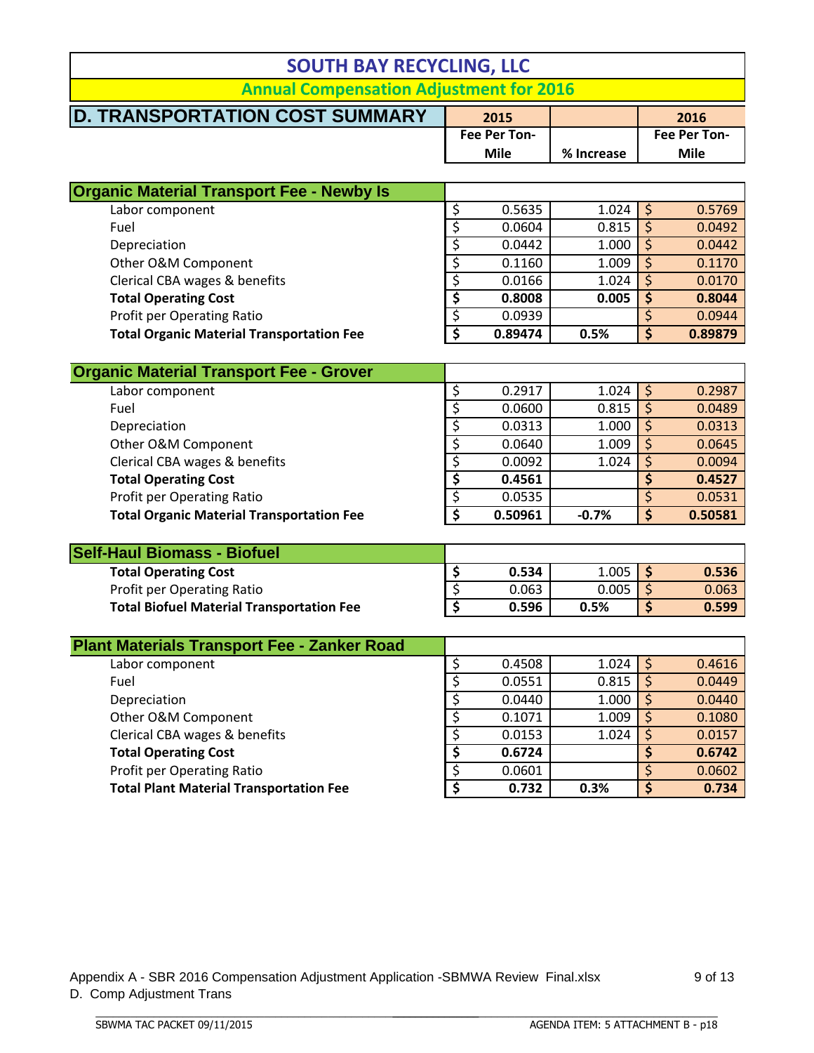# SOUTH BAY RECYCLING, LLC

## Annual Compensation Adjustment for 2016

| D. TRANSPORTATION COST SUMMARY | 2015 Fee Per Ton-Mile | % Increase | 2016 Fee Per Ton-Mile |
|---|---|---|---|
| **Organic Material Transport Fee - Newby Is** | | | |
| Labor component | $ 0.5635 | 1.024 | $ 0.5769 |
| Fuel | $ 0.0604 | 0.815 | $ 0.0492 |
| Depreciation | $ 0.0442 | 1.000 | $ 0.0442 |
| Other O&M Component | $ 0.1160 | 1.009 | $ 0.1170 |
| Clerical CBA wages & benefits | $ 0.0166 | 1.024 | $ 0.0170 |
| **Total Operating Cost** | **$ 0.8008** | **0.005** | **$ 0.8044** |
| Profit per Operating Ratio | $ 0.0939 | | $ 0.0944 |
| **Total Organic Material Transportation Fee** | **$ 0.89474** | **0.5%** | **$ 0.89879** |
| **Organic Material Transport Fee - Grover** | | | |
| Labor component | $ 0.2917 | 1.024 | $ 0.2987 |
| Fuel | $ 0.0600 | 0.815 | $ 0.0489 |
| Depreciation | $ 0.0313 | 1.000 | $ 0.0313 |
| Other O&M Component | $ 0.0640 | 1.009 | $ 0.0645 |
| Clerical CBA wages & benefits | $ 0.0092 | 1.024 | $ 0.0094 |
| **Total Operating Cost** | **$ 0.4561** | | **$ 0.4527** |
| Profit per Operating Ratio | $ 0.0535 | | $ 0.0531 |
| **Total Organic Material Transportation Fee** | **$ 0.50961** | **-0.7%** | **$ 0.50581** |
| **Self-Haul Biomass - Biofuel** | | | |
| **Total Operating Cost** | **$ 0.534** | 1.005 | **$ 0.536** |
| Profit per Operating Ratio | $ 0.063 | 0.005 | $ 0.063 |
| **Total Biofuel Material Transportation Fee** | **$ 0.596** | **0.5%** | **$ 0.599** |
| **Plant Materials Transport Fee - Zanker Road** | | | |
| Labor component | $ 0.4508 | 1.024 | $ 0.4616 |
| Fuel | $ 0.0551 | 0.815 | $ 0.0449 |
| Depreciation | $ 0.0440 | 1.000 | $ 0.0440 |
| Other O&M Component | $ 0.1071 | 1.009 | $ 0.1080 |
| Clerical CBA wages & benefits | $ 0.0153 | 1.024 | $ 0.0157 |
| **Total Operating Cost** | **$ 0.6724** | | **$ 0.6742** |
| Profit per Operating Ratio | $ 0.0601 | | $ 0.0602 |
| **Total Plant Material Transportation Fee** | **$ 0.732** | **0.3%** | **$ 0.734** |

Appendix A - SBR 2016 Compensation Adjustment Application -SBMWA Review Final.xlsx
D. Comp Adjustment Trans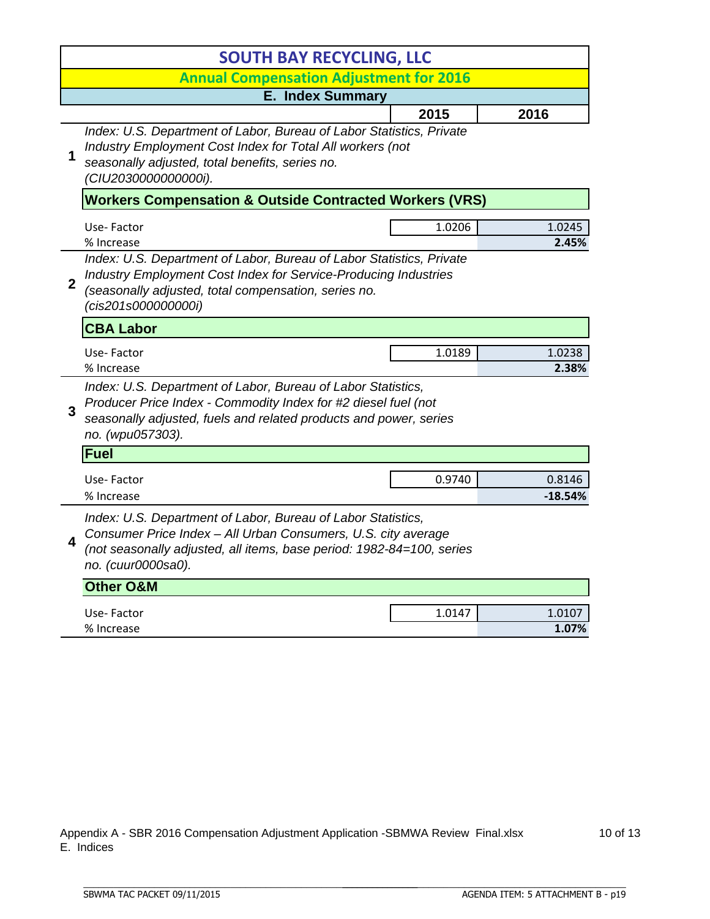# SOUTH BAY RECYCLING, LLC

## Annual Compensation Adjustment for 2016

### E. Index Summary

| | | 2015 | 2016 |
|---|---|---|---|
| 1 | *Index: U.S. Department of Labor, Bureau of Labor Statistics, Private Industry Employment Cost Index for Total All workers (not seasonally adjusted, total benefits, series no. (CIU2030000000000i).* | | |
| | **Workers Compensation & Outside Contracted Workers (VRS)** | | |
| | Use- Factor | 1.0206 | 1.0245 |
| | % Increase | | **2.45%** |
| 2 | *Index: U.S. Department of Labor, Bureau of Labor Statistics, Private Industry Employment Cost Index for Service-Producing Industries (seasonally adjusted, total compensation, series no. (cis201s000000000i)* | | |
| | **CBA Labor** | | |
| | Use- Factor | 1.0189 | 1.0238 |
| | % Increase | | **2.38%** |
| 3 | *Index: U.S. Department of Labor, Bureau of Labor Statistics, Producer Price Index - Commodity Index for #2 diesel fuel (not seasonally adjusted, fuels and related products and power, series no. (wpu057303).* | | |
| | **Fuel** | | |
| | Use- Factor | 0.9740 | 0.8146 |
| | % Increase | | **-18.54%** |
| 4 | *Index: U.S. Department of Labor, Bureau of Labor Statistics, Consumer Price Index – All Urban Consumers, U.S. city average (not seasonally adjusted, all items, base period: 1982-84=100, series no. (cuur0000sa0).* | | |
| | **Other O&M** | | |
| | Use- Factor | 1.0147 | 1.0107 |
| | % Increase | | **1.07%** |

Appendix A - SBR 2016 Compensation Adjustment Application -SBMWA Review Final.xlsx
E. Indices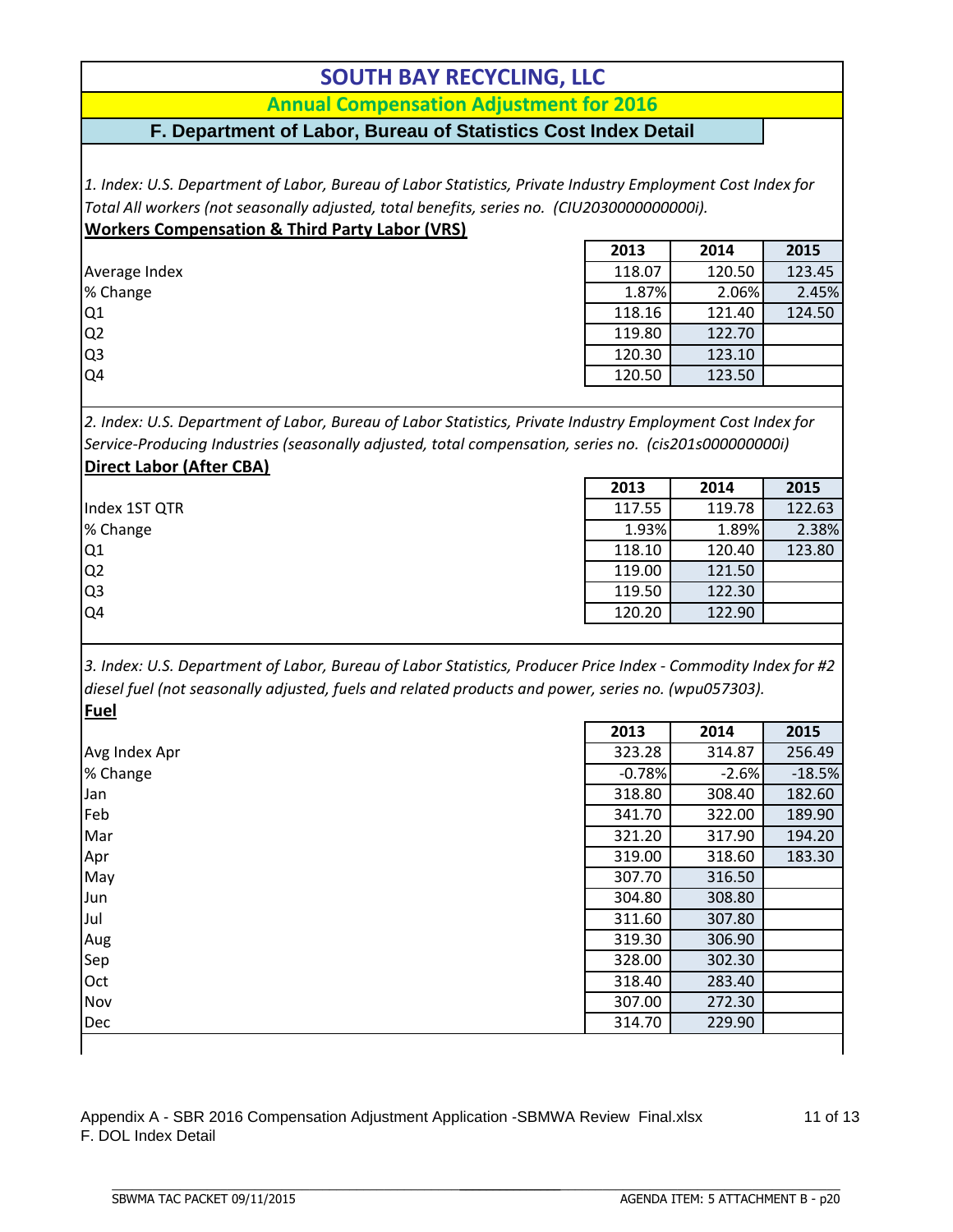# SOUTH BAY RECYCLING, LLC

## Annual Compensation Adjustment for 2016

### F. Department of Labor, Bureau of Statistics Cost Index Detail

*1. Index: U.S. Department of Labor, Bureau of Labor Statistics, Private Industry Employment Cost Index for Total All workers (not seasonally adjusted, total benefits, series no. (CIU2030000000000i).*

**Workers Compensation & Third Party Labor (VRS)**

| | 2013 | 2014 | 2015 |
|---|---|---|---|
| Average Index | 118.07 | 120.50 | 123.45 |
| % Change | 1.87% | 2.06% | 2.45% |
| Q1 | 118.16 | 121.40 | 124.50 |
| Q2 | 119.80 | 122.70 | |
| Q3 | 120.30 | 123.10 | |
| Q4 | 120.50 | 123.50 | |

*2. Index: U.S. Department of Labor, Bureau of Labor Statistics, Private Industry Employment Cost Index for Service-Producing Industries (seasonally adjusted, total compensation, series no. (cis201s000000000i)*

**Direct Labor (After CBA)**

| | 2013 | 2014 | 2015 |
|---|---|---|---|
| Index 1ST QTR | 117.55 | 119.78 | 122.63 |
| % Change | 1.93% | 1.89% | 2.38% |
| Q1 | 118.10 | 120.40 | 123.80 |
| Q2 | 119.00 | 121.50 | |
| Q3 | 119.50 | 122.30 | |
| Q4 | 120.20 | 122.90 | |

*3. Index: U.S. Department of Labor, Bureau of Labor Statistics, Producer Price Index - Commodity Index for #2 diesel fuel (not seasonally adjusted, fuels and related products and power, series no. (wpu057303).*

**Fuel**

| | 2013 | 2014 | 2015 |
|---|---|---|---|
| Avg Index Apr | 323.28 | 314.87 | 256.49 |
| % Change | -0.78% | -2.6% | -18.5% |
| Jan | 318.80 | 308.40 | 182.60 |
| Feb | 341.70 | 322.00 | 189.90 |
| Mar | 321.20 | 317.90 | 194.20 |
| Apr | 319.00 | 318.60 | 183.30 |
| May | 307.70 | 316.50 | |
| Jun | 304.80 | 308.80 | |
| Jul | 311.60 | 307.80 | |
| Aug | 319.30 | 306.90 | |
| Sep | 328.00 | 302.30 | |
| Oct | 318.40 | 283.40 | |
| Nov | 307.00 | 272.30 | |
| Dec | 314.70 | 229.90 | |

Appendix A - SBR 2016 Compensation Adjustment Application -SBMWA Review Final.xlsx
F. DOL Index Detail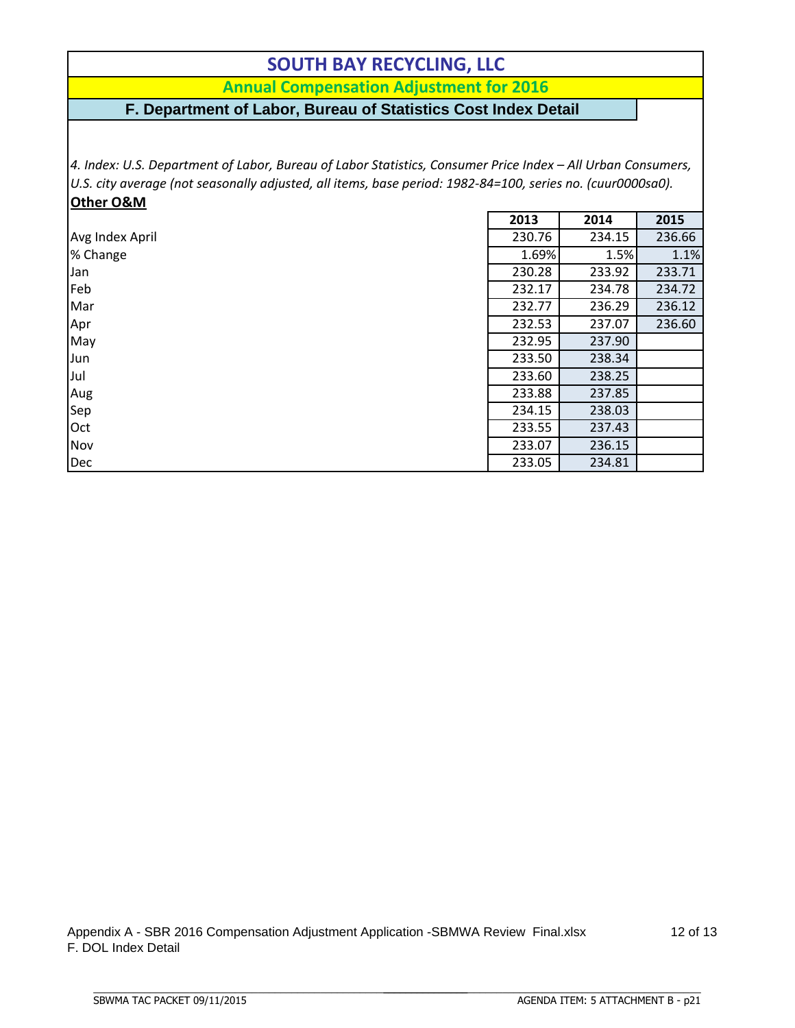# SOUTH BAY RECYCLING, LLC

## Annual Compensation Adjustment for 2016

### F. Department of Labor, Bureau of Statistics Cost Index Detail

*4. Index: U.S. Department of Labor, Bureau of Labor Statistics, Consumer Price Index – All Urban Consumers, U.S. city average (not seasonally adjusted, all items, base period: 1982-84=100, series no. (cuur0000sa0).*

**Other O&M**

| | 2013 | 2014 | 2015 |
|---|---|---|---|
| Avg Index April | 230.76 | 234.15 | 236.66 |
| % Change | 1.69% | 1.5% | 1.1% |
| Jan | 230.28 | 233.92 | 233.71 |
| Feb | 232.17 | 234.78 | 234.72 |
| Mar | 232.77 | 236.29 | 236.12 |
| Apr | 232.53 | 237.07 | 236.60 |
| May | 232.95 | 237.90 | |
| Jun | 233.50 | 238.34 | |
| Jul | 233.60 | 238.25 | |
| Aug | 233.88 | 237.85 | |
| Sep | 234.15 | 238.03 | |
| Oct | 233.55 | 237.43 | |
| Nov | 233.07 | 236.15 | |
| Dec | 233.05 | 234.81 | |

Appendix A - SBR 2016 Compensation Adjustment Application -SBMWA Review Final.xlsx
F. DOL Index Detail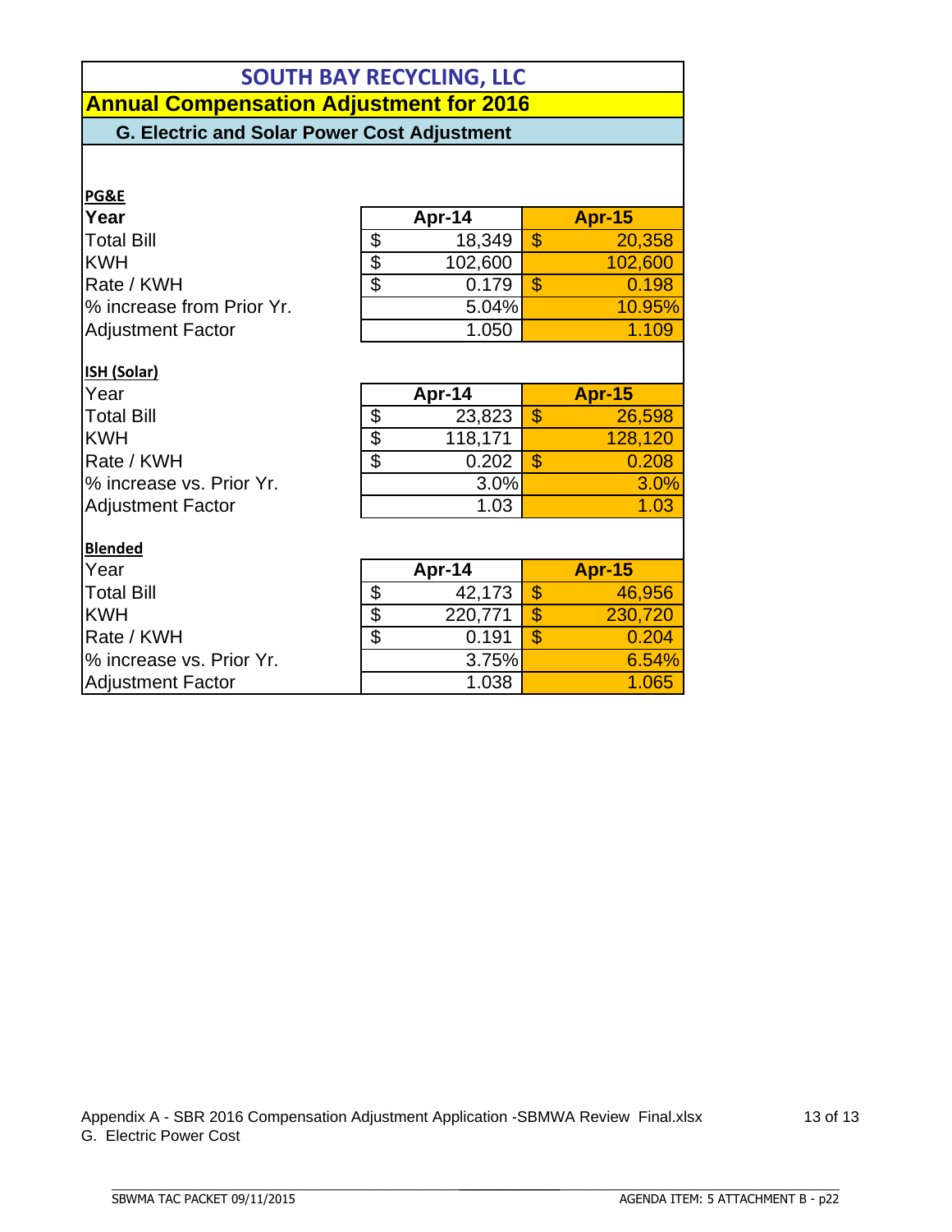# SOUTH BAY RECYCLING, LLC

## Annual Compensation Adjustment for 2016

### G. Electric and Solar Power Cost Adjustment

**PG&E**

| Year | Apr-14 | Apr-15 |
|---|---|---|
| Total Bill | $ 18,349 | $ 20,358 |
| KWH | $ 102,600 | 102,600 |
| Rate / KWH | $ 0.179 | $ 0.198 |
| % increase from Prior Yr. | 5.04% | 10.95% |
| Adjustment Factor | 1.050 | 1.109 |

**ISH (Solar)**

| Year | Apr-14 | Apr-15 |
|---|---|---|
| Total Bill | $ 23,823 | $ 26,598 |
| KWH | $ 118,171 | 128,120 |
| Rate / KWH | $ 0.202 | $ 0.208 |
| % increase vs. Prior Yr. | 3.0% | 3.0% |
| Adjustment Factor | 1.03 | 1.03 |

**Blended**

| Year | Apr-14 | Apr-15 |
|---|---|---|
| Total Bill | $ 42,173 | $ 46,956 |
| KWH | $ 220,771 | $ 230,720 |
| Rate / KWH | $ 0.191 | $ 0.204 |
| % increase vs. Prior Yr. | 3.75% | 6.54% |
| Adjustment Factor | 1.038 | 1.065 |

Appendix A - SBR 2016 Compensation Adjustment Application -SBMWA Review Final.xlsx
G. Electric Power Cost